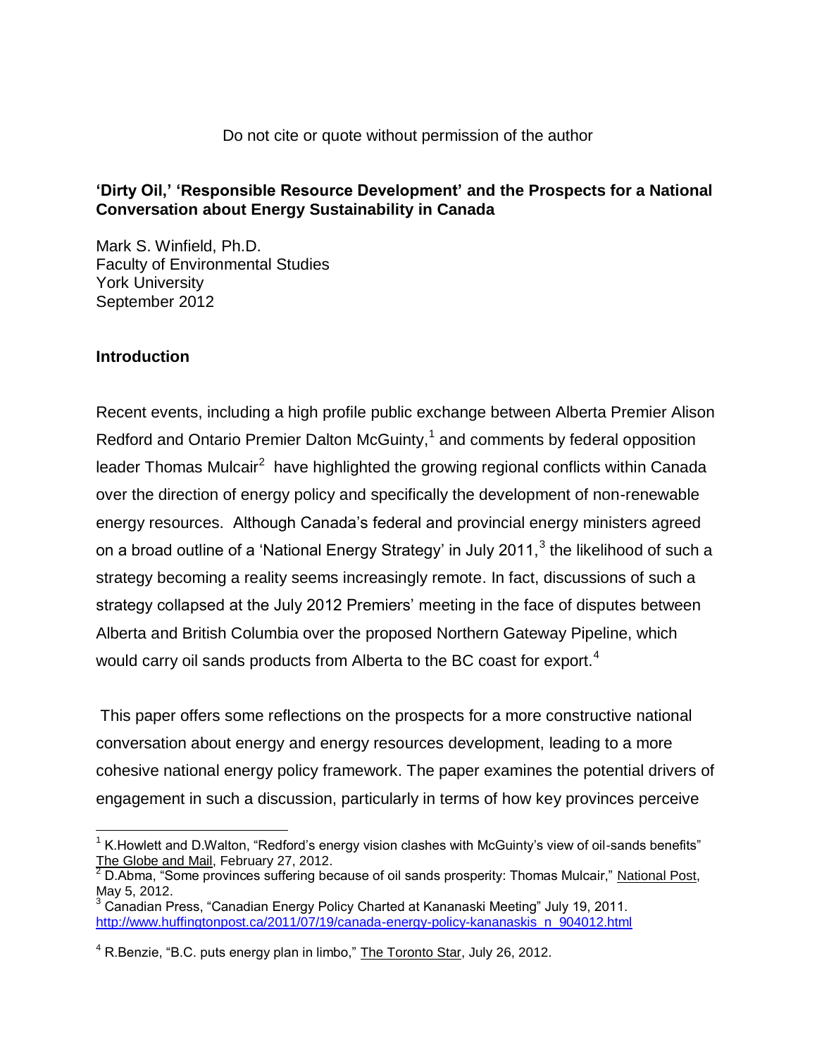Do not cite or quote without permission of the author

## 'Dirty Oil,' 'Responsible Resource Development' and the Prospects for a National Conversation about Energy Sustainability in Canada

Mark S. Winfield, Ph.D.
Faculty of Environmental Studies
York University
September 2012

### Introduction

Recent events, including a high profile public exchange between Alberta Premier Alison Redford and Ontario Premier Dalton McGuinty,[1] and comments by federal opposition leader Thomas Mulcair[2] have highlighted the growing regional conflicts within Canada over the direction of energy policy and specifically the development of non-renewable energy resources. Although Canada's federal and provincial energy ministers agreed on a broad outline of a 'National Energy Strategy' in July 2011,[3] the likelihood of such a strategy becoming a reality seems increasingly remote. In fact, discussions of such a strategy collapsed at the July 2012 Premiers' meeting in the face of disputes between Alberta and British Columbia over the proposed Northern Gateway Pipeline, which would carry oil sands products from Alberta to the BC coast for export.[4]

This paper offers some reflections on the prospects for a more constructive national conversation about energy and energy resources development, leading to a more cohesive national energy policy framework. The paper examines the potential drivers of engagement in such a discussion, particularly in terms of how key provinces perceive

---

[1] K.Howlett and D.Walton, "Redford's energy vision clashes with McGuinty's view of oil-sands benefits" The Globe and Mail, February 27, 2012.

[2] D.Abma, "Some provinces suffering because of oil sands prosperity: Thomas Mulcair," National Post, May 5, 2012.

[3] Canadian Press, "Canadian Energy Policy Charted at Kananaski Meeting" July 19, 2011. http://www.huffingtonpost.ca/2011/07/19/canada-energy-policy-kananaskis_n_904012.html

[4] R.Benzie, "B.C. puts energy plan in limbo," The Toronto Star, July 26, 2012.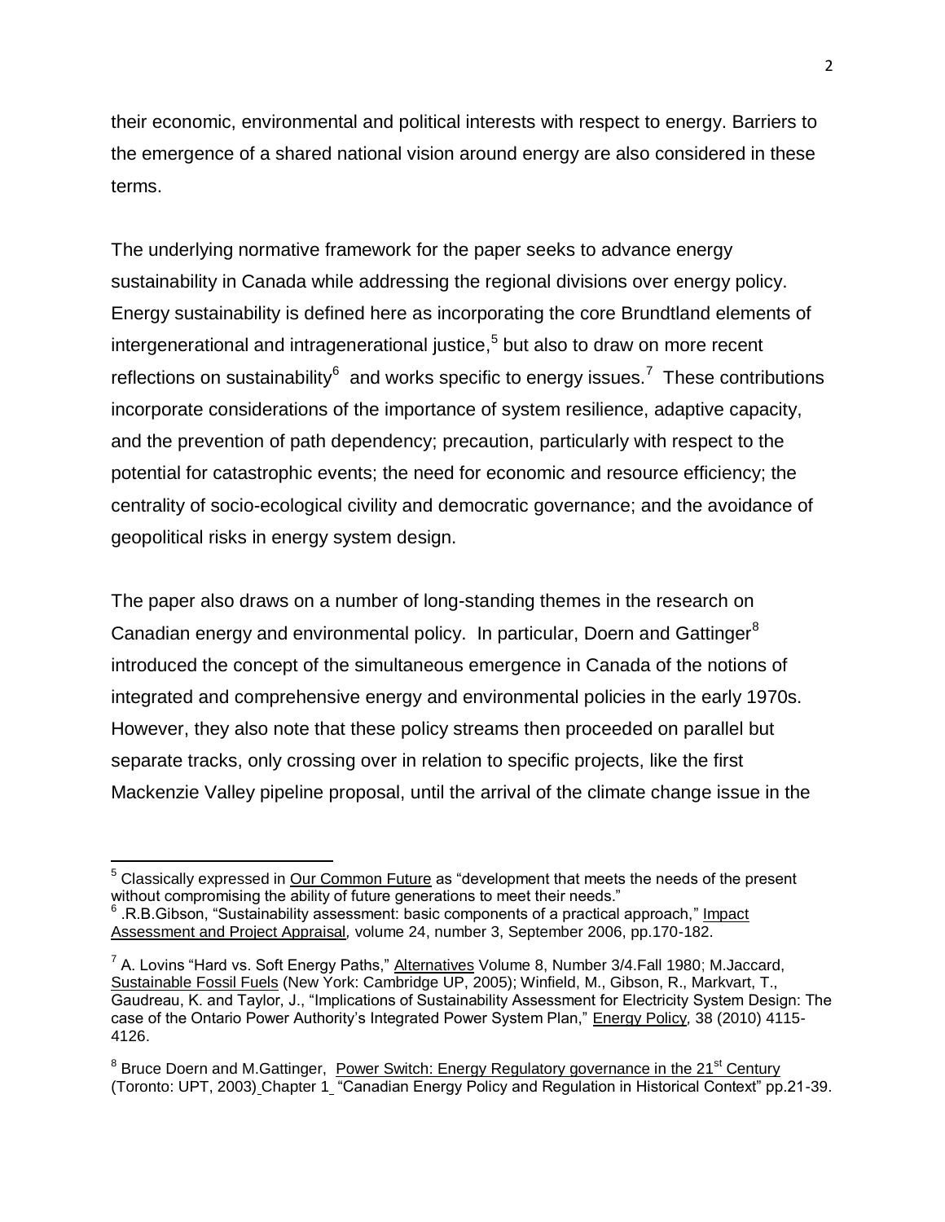their economic, environmental and political interests with respect to energy. Barriers to the emergence of a shared national vision around energy are also considered in these terms.

The underlying normative framework for the paper seeks to advance energy sustainability in Canada while addressing the regional divisions over energy policy. Energy sustainability is defined here as incorporating the core Brundtland elements of intergenerational and intragenerational justice,[5] but also to draw on more recent reflections on sustainability[6] and works specific to energy issues.[7] These contributions incorporate considerations of the importance of system resilience, adaptive capacity, and the prevention of path dependency; precaution, particularly with respect to the potential for catastrophic events; the need for economic and resource efficiency; the centrality of socio-ecological civility and democratic governance; and the avoidance of geopolitical risks in energy system design.

The paper also draws on a number of long-standing themes in the research on Canadian energy and environmental policy. In particular, Doern and Gattinger[8] introduced the concept of the simultaneous emergence in Canada of the notions of integrated and comprehensive energy and environmental policies in the early 1970s. However, they also note that these policy streams then proceeded on parallel but separate tracks, only crossing over in relation to specific projects, like the first Mackenzie Valley pipeline proposal, until the arrival of the climate change issue in the

---

[5] Classically expressed in Our Common Future as "development that meets the needs of the present without compromising the ability of future generations to meet their needs."

[6] .R.B.Gibson, "Sustainability assessment: basic components of a practical approach," Impact Assessment and Project Appraisal, volume 24, number 3, September 2006, pp.170-182.

[7] A. Lovins "Hard vs. Soft Energy Paths," Alternatives Volume 8, Number 3/4.Fall 1980; M.Jaccard, Sustainable Fossil Fuels (New York: Cambridge UP, 2005); Winfield, M., Gibson, R., Markvart, T., Gaudreau, K. and Taylor, J., "Implications of Sustainability Assessment for Electricity System Design: The case of the Ontario Power Authority's Integrated Power System Plan," Energy Policy, 38 (2010) 4115-4126.

[8] Bruce Doern and M.Gattinger, Power Switch: Energy Regulatory governance in the 21st Century (Toronto: UPT, 2003) Chapter 1 "Canadian Energy Policy and Regulation in Historical Context" pp.21-39.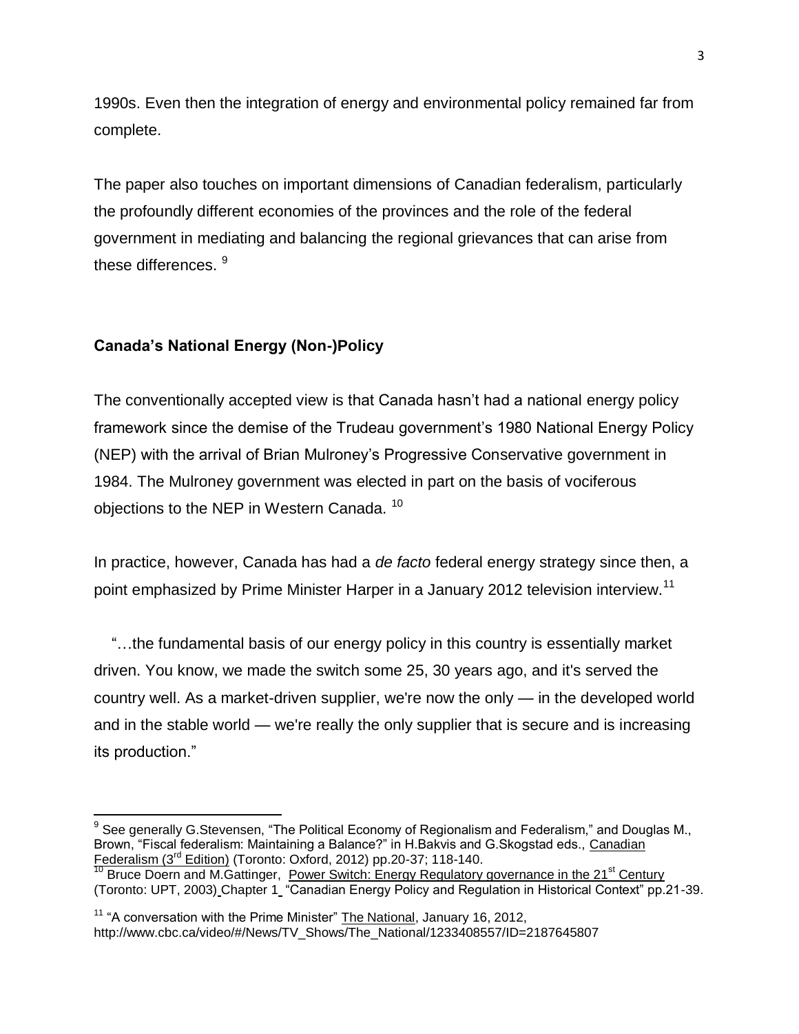1990s. Even then the integration of energy and environmental policy remained far from complete.

The paper also touches on important dimensions of Canadian federalism, particularly the profoundly different economies of the provinces and the role of the federal government in mediating and balancing the regional grievances that can arise from these differences. [9]

**Canada's National Energy (Non-)Policy**

The conventionally accepted view is that Canada hasn't had a national energy policy framework since the demise of the Trudeau government's 1980 National Energy Policy (NEP) with the arrival of Brian Mulroney's Progressive Conservative government in 1984. The Mulroney government was elected in part on the basis of vociferous objections to the NEP in Western Canada. [10]

In practice, however, Canada has had a *de facto* federal energy strategy since then, a point emphasized by Prime Minister Harper in a January 2012 television interview.[11]

"…the fundamental basis of our energy policy in this country is essentially market driven. You know, we made the switch some 25, 30 years ago, and it's served the country well. As a market-driven supplier, we're now the only — in the developed world and in the stable world — we're really the only supplier that is secure and is increasing its production."

---

[9] See generally G.Stevensen, "The Political Economy of Regionalism and Federalism," and Douglas M., Brown, "Fiscal federalism: Maintaining a Balance?" in H.Bakvis and G.Skogstad eds., Canadian Federalism (3rd Edition) (Toronto: Oxford, 2012) pp.20-37; 118-140.

[10] Bruce Doern and M.Gattinger, Power Switch: Energy Regulatory governance in the 21st Century (Toronto: UPT, 2003) Chapter 1 "Canadian Energy Policy and Regulation in Historical Context" pp.21-39.

[11] "A conversation with the Prime Minister" The National, January 16, 2012, http://www.cbc.ca/video/#/News/TV_Shows/The_National/1233408557/ID=2187645807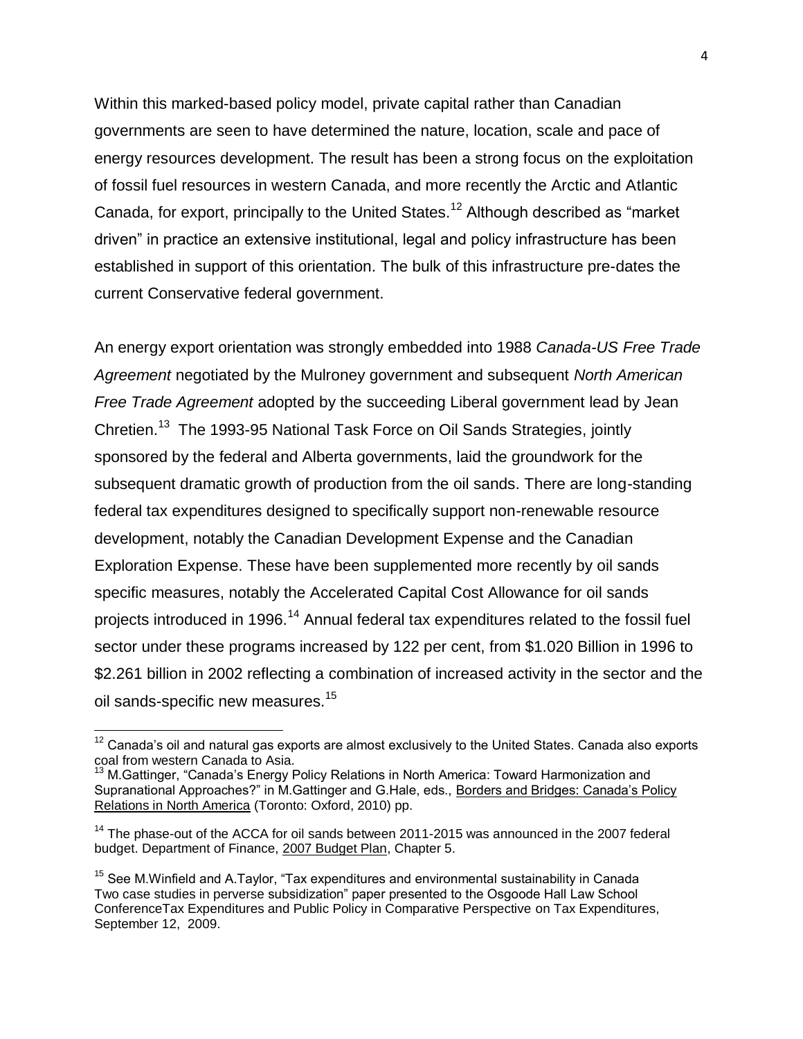Within this marked-based policy model, private capital rather than Canadian governments are seen to have determined the nature, location, scale and pace of energy resources development. The result has been a strong focus on the exploitation of fossil fuel resources in western Canada, and more recently the Arctic and Atlantic Canada, for export, principally to the United States.[12] Although described as "market driven" in practice an extensive institutional, legal and policy infrastructure has been established in support of this orientation. The bulk of this infrastructure pre-dates the current Conservative federal government.

An energy export orientation was strongly embedded into 1988 *Canada-US Free Trade Agreement* negotiated by the Mulroney government and subsequent *North American Free Trade Agreement* adopted by the succeeding Liberal government lead by Jean Chretien.[13] The 1993-95 National Task Force on Oil Sands Strategies, jointly sponsored by the federal and Alberta governments, laid the groundwork for the subsequent dramatic growth of production from the oil sands. There are long-standing federal tax expenditures designed to specifically support non-renewable resource development, notably the Canadian Development Expense and the Canadian Exploration Expense. These have been supplemented more recently by oil sands specific measures, notably the Accelerated Capital Cost Allowance for oil sands projects introduced in 1996.[14] Annual federal tax expenditures related to the fossil fuel sector under these programs increased by 122 per cent, from $1.020 Billion in 1996 to $2.261 billion in 2002 reflecting a combination of increased activity in the sector and the oil sands-specific new measures.[15]

---

[12] Canada's oil and natural gas exports are almost exclusively to the United States. Canada also exports coal from western Canada to Asia.

[13] M.Gattinger, "Canada's Energy Policy Relations in North America: Toward Harmonization and Supranational Approaches?" in M.Gattinger and G.Hale, eds., Borders and Bridges: Canada's Policy Relations in North America (Toronto: Oxford, 2010) pp.

[14] The phase-out of the ACCA for oil sands between 2011-2015 was announced in the 2007 federal budget. Department of Finance, 2007 Budget Plan, Chapter 5.

[15] See M.Winfield and A.Taylor, "Tax expenditures and environmental sustainability in Canada Two case studies in perverse subsidization" paper presented to the Osgoode Hall Law School ConferenceTax Expenditures and Public Policy in Comparative Perspective on Tax Expenditures, September 12, 2009.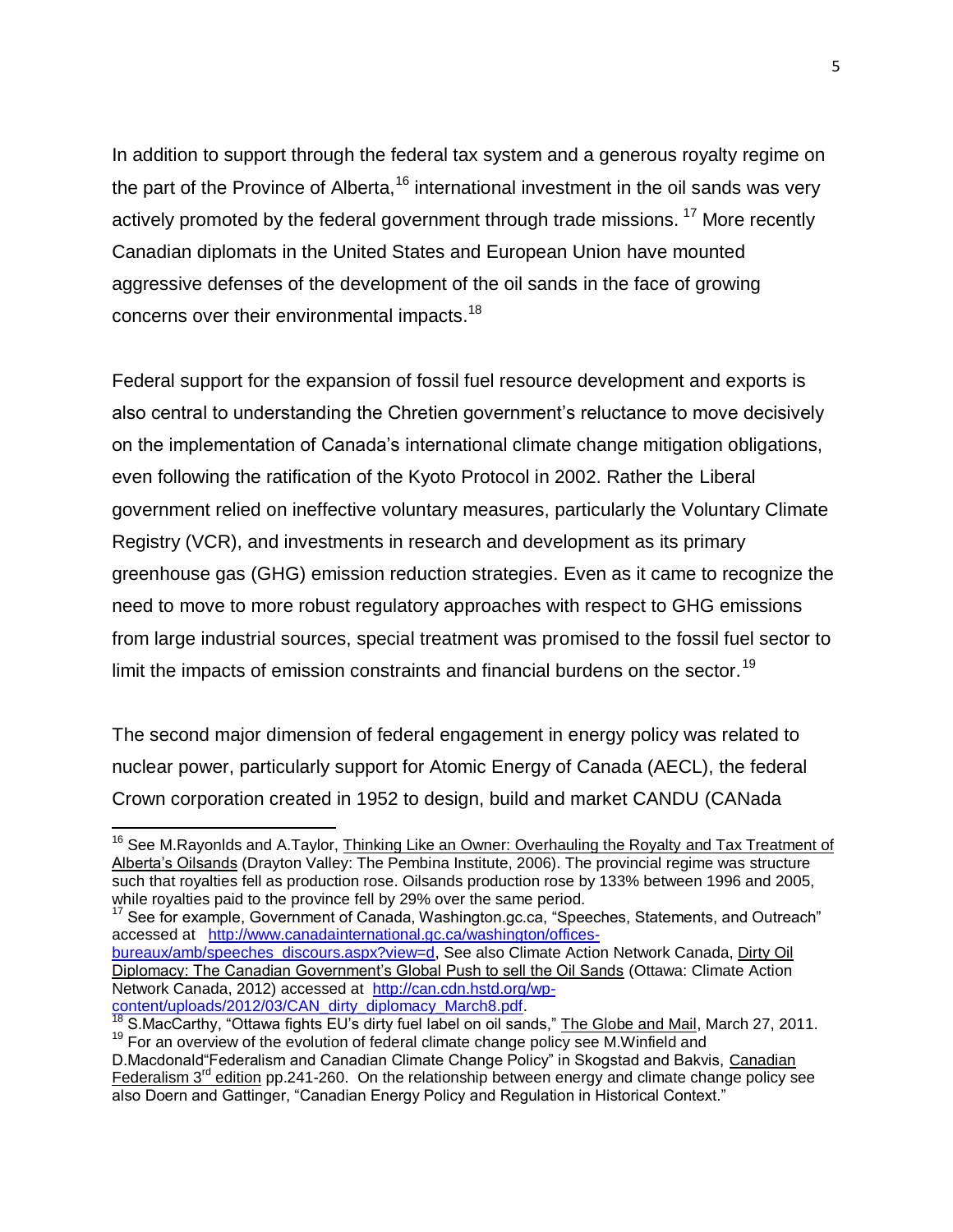In addition to support through the federal tax system and a generous royalty regime on the part of the Province of Alberta,[16] international investment in the oil sands was very actively promoted by the federal government through trade missions. [17] More recently Canadian diplomats in the United States and European Union have mounted aggressive defenses of the development of the oil sands in the face of growing concerns over their environmental impacts.[18]

Federal support for the expansion of fossil fuel resource development and exports is also central to understanding the Chretien government's reluctance to move decisively on the implementation of Canada's international climate change mitigation obligations, even following the ratification of the Kyoto Protocol in 2002. Rather the Liberal government relied on ineffective voluntary measures, particularly the Voluntary Climate Registry (VCR), and investments in research and development as its primary greenhouse gas (GHG) emission reduction strategies. Even as it came to recognize the need to move to more robust regulatory approaches with respect to GHG emissions from large industrial sources, special treatment was promised to the fossil fuel sector to limit the impacts of emission constraints and financial burdens on the sector.[19]

The second major dimension of federal engagement in energy policy was related to nuclear power, particularly support for Atomic Energy of Canada (AECL), the federal Crown corporation created in 1952 to design, build and market CANDU (CANada

---

[16] See M.Rayonlds and A.Taylor, Thinking Like an Owner: Overhauling the Royalty and Tax Treatment of Alberta's Oilsands (Drayton Valley: The Pembina Institute, 2006). The provincial regime was structure such that royalties fell as production rose. Oilsands production rose by 133% between 1996 and 2005, while royalties paid to the province fell by 29% over the same period.

[17] See for example, Government of Canada, Washington.gc.ca, "Speeches, Statements, and Outreach" accessed at http://www.canadainternational.gc.ca/washington/offices-bureaux/amb/speeches_discours.aspx?view=d, See also Climate Action Network Canada, Dirty Oil Diplomacy: The Canadian Government's Global Push to sell the Oil Sands (Ottawa: Climate Action Network Canada, 2012) accessed at http://can.cdn.hstd.org/wp-content/uploads/2012/03/CAN_dirty_diplomacy_March8.pdf.

[18] S.MacCarthy, "Ottawa fights EU's dirty fuel label on oil sands," The Globe and Mail, March 27, 2011.

[19] For an overview of the evolution of federal climate change policy see M.Winfield and D.Macdonald"Federalism and Canadian Climate Change Policy" in Skogstad and Bakvis, Canadian Federalism 3rd edition pp.241-260. On the relationship between energy and climate change policy see also Doern and Gattinger, "Canadian Energy Policy and Regulation in Historical Context."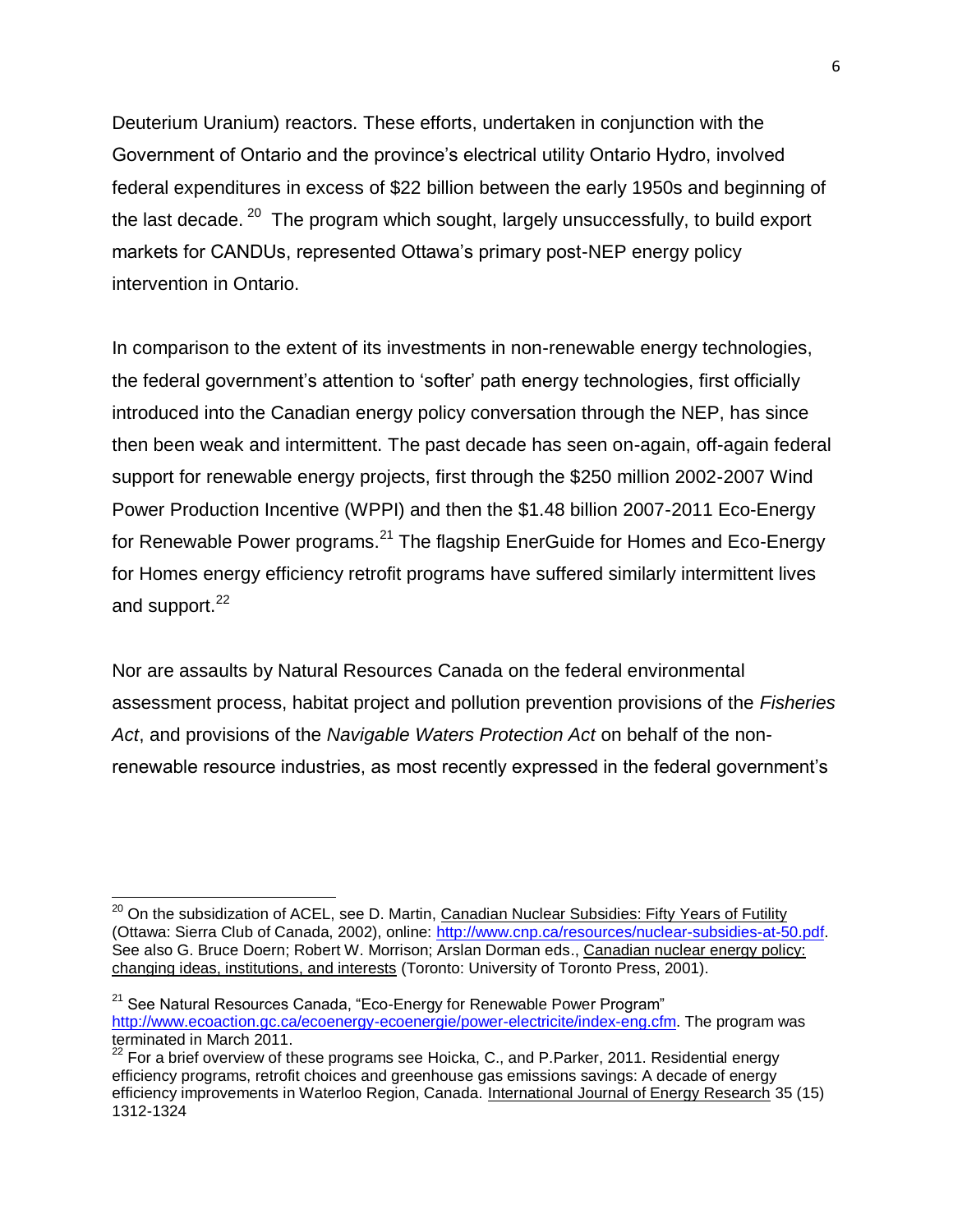Deuterium Uranium) reactors. These efforts, undertaken in conjunction with the Government of Ontario and the province's electrical utility Ontario Hydro, involved federal expenditures in excess of $22 billion between the early 1950s and beginning of the last decade. [20] The program which sought, largely unsuccessfully, to build export markets for CANDUs, represented Ottawa's primary post-NEP energy policy intervention in Ontario.

In comparison to the extent of its investments in non-renewable energy technologies, the federal government's attention to 'softer' path energy technologies, first officially introduced into the Canadian energy policy conversation through the NEP, has since then been weak and intermittent. The past decade has seen on-again, off-again federal support for renewable energy projects, first through the $250 million 2002-2007 Wind Power Production Incentive (WPPI) and then the $1.48 billion 2007-2011 Eco-Energy for Renewable Power programs.[21] The flagship EnerGuide for Homes and Eco-Energy for Homes energy efficiency retrofit programs have suffered similarly intermittent lives and support.[22]

Nor are assaults by Natural Resources Canada on the federal environmental assessment process, habitat project and pollution prevention provisions of the *Fisheries Act*, and provisions of the *Navigable Waters Protection Act* on behalf of the non-renewable resource industries, as most recently expressed in the federal government's

---

[20] On the subsidization of ACEL, see D. Martin, Canadian Nuclear Subsidies: Fifty Years of Futility (Ottawa: Sierra Club of Canada, 2002), online: http://www.cnp.ca/resources/nuclear-subsidies-at-50.pdf. See also G. Bruce Doern; Robert W. Morrison; Arslan Dorman eds., Canadian nuclear energy policy: changing ideas, institutions, and interests (Toronto: University of Toronto Press, 2001).

[21] See Natural Resources Canada, "Eco-Energy for Renewable Power Program" http://www.ecoaction.gc.ca/ecoenergy-ecoenergie/power-electricite/index-eng.cfm. The program was terminated in March 2011.

[22] For a brief overview of these programs see Hoicka, C., and P.Parker, 2011. Residential energy efficiency programs, retrofit choices and greenhouse gas emissions savings: A decade of energy efficiency improvements in Waterloo Region, Canada. International Journal of Energy Research 35 (15) 1312-1324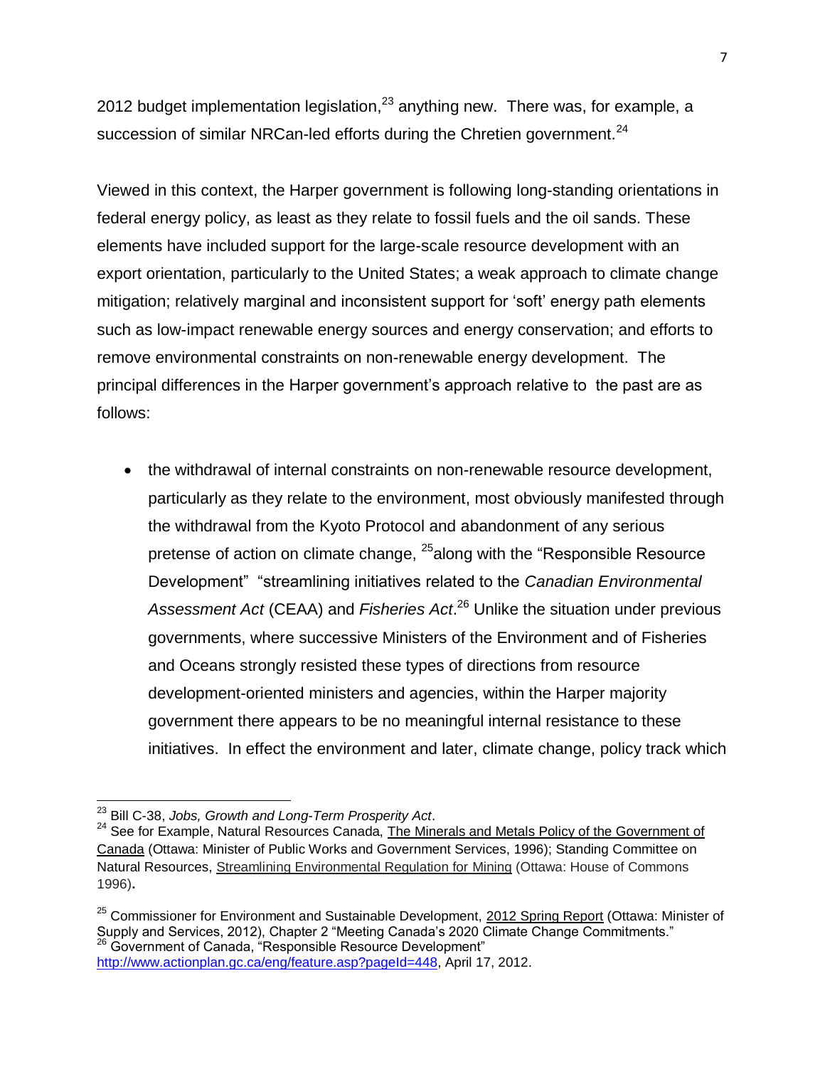2012 budget implementation legislation,[23] anything new. There was, for example, a succession of similar NRCan-led efforts during the Chretien government.[24]

Viewed in this context, the Harper government is following long-standing orientations in federal energy policy, as least as they relate to fossil fuels and the oil sands. These elements have included support for the large-scale resource development with an export orientation, particularly to the United States; a weak approach to climate change mitigation; relatively marginal and inconsistent support for 'soft' energy path elements such as low-impact renewable energy sources and energy conservation; and efforts to remove environmental constraints on non-renewable energy development. The principal differences in the Harper government's approach relative to the past are as follows:

- the withdrawal of internal constraints on non-renewable resource development, particularly as they relate to the environment, most obviously manifested through the withdrawal from the Kyoto Protocol and abandonment of any serious pretense of action on climate change, [25]along with the "Responsible Resource Development" "streamlining initiatives related to the *Canadian Environmental Assessment Act* (CEAA) and *Fisheries Act*.[26] Unlike the situation under previous governments, where successive Ministers of the Environment and of Fisheries and Oceans strongly resisted these types of directions from resource development-oriented ministers and agencies, within the Harper majority government there appears to be no meaningful internal resistance to these initiatives. In effect the environment and later, climate change, policy track which

---

[23] Bill C-38, *Jobs, Growth and Long-Term Prosperity Act*.

[24] See for Example, Natural Resources Canada, The Minerals and Metals Policy of the Government of Canada (Ottawa: Minister of Public Works and Government Services, 1996); Standing Committee on Natural Resources, Streamlining Environmental Regulation for Mining (Ottawa: House of Commons 1996).

[25] Commissioner for Environment and Sustainable Development, 2012 Spring Report (Ottawa: Minister of Supply and Services, 2012), Chapter 2 "Meeting Canada's 2020 Climate Change Commitments."

[26] Government of Canada, "Responsible Resource Development" http://www.actionplan.gc.ca/eng/feature.asp?pageId=448, April 17, 2012.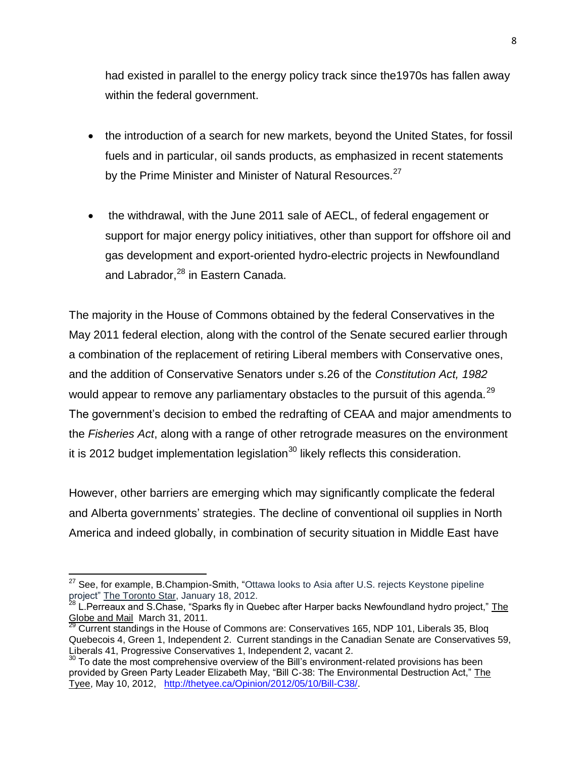had existed in parallel to the energy policy track since the1970s has fallen away within the federal government.

- the introduction of a search for new markets, beyond the United States, for fossil fuels and in particular, oil sands products, as emphasized in recent statements by the Prime Minister and Minister of Natural Resources.[27]

- the withdrawal, with the June 2011 sale of AECL, of federal engagement or support for major energy policy initiatives, other than support for offshore oil and gas development and export-oriented hydro-electric projects in Newfoundland and Labrador,[28] in Eastern Canada.

The majority in the House of Commons obtained by the federal Conservatives in the May 2011 federal election, along with the control of the Senate secured earlier through a combination of the replacement of retiring Liberal members with Conservative ones, and the addition of Conservative Senators under s.26 of the *Constitution Act, 1982* would appear to remove any parliamentary obstacles to the pursuit of this agenda.[29] The government's decision to embed the redrafting of CEAA and major amendments to the *Fisheries Act*, along with a range of other retrograde measures on the environment it is 2012 budget implementation legislation[30] likely reflects this consideration.

However, other barriers are emerging which may significantly complicate the federal and Alberta governments' strategies. The decline of conventional oil supplies in North America and indeed globally, in combination of security situation in Middle East have

---

[27] See, for example, B.Champion-Smith, "Ottawa looks to Asia after U.S. rejects Keystone pipeline project" The Toronto Star, January 18, 2012.

[28] L.Perreaux and S.Chase, "Sparks fly in Quebec after Harper backs Newfoundland hydro project," The Globe and Mail March 31, 2011.

[29] Current standings in the House of Commons are: Conservatives 165, NDP 101, Liberals 35, Bloq Quebecois 4, Green 1, Independent 2. Current standings in the Canadian Senate are Conservatives 59, Liberals 41, Progressive Conservatives 1, Independent 2, vacant 2.

[30] To date the most comprehensive overview of the Bill's environment-related provisions has been provided by Green Party Leader Elizabeth May, "Bill C-38: The Environmental Destruction Act," The Tyee, May 10, 2012, http://thetyee.ca/Opinion/2012/05/10/Bill-C38/.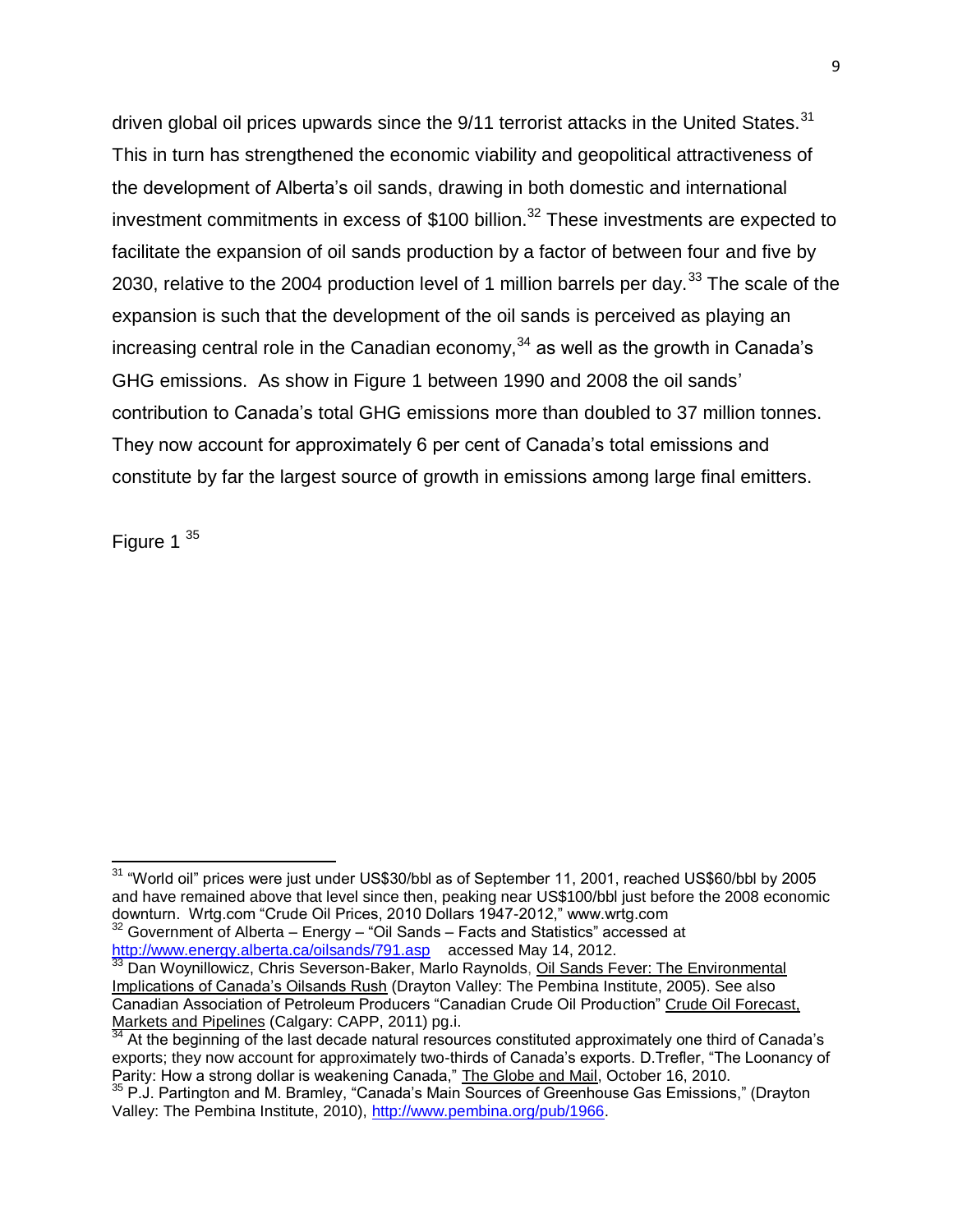driven global oil prices upwards since the 9/11 terrorist attacks in the United States.[31] This in turn has strengthened the economic viability and geopolitical attractiveness of the development of Alberta's oil sands, drawing in both domestic and international investment commitments in excess of $100 billion.[32] These investments are expected to facilitate the expansion of oil sands production by a factor of between four and five by 2030, relative to the 2004 production level of 1 million barrels per day.[33] The scale of the expansion is such that the development of the oil sands is perceived as playing an increasing central role in the Canadian economy,[34] as well as the growth in Canada's GHG emissions. As show in Figure 1 between 1990 and 2008 the oil sands' contribution to Canada's total GHG emissions more than doubled to 37 million tonnes. They now account for approximately 6 per cent of Canada's total emissions and constitute by far the largest source of growth in emissions among large final emitters.

Figure 1 [35]

---

[31] "World oil" prices were just under US$30/bbl as of September 11, 2001, reached US$60/bbl by 2005 and have remained above that level since then, peaking near US$100/bbl just before the 2008 economic downturn. Wrtg.com "Crude Oil Prices, 2010 Dollars 1947-2012," www.wrtg.com

[32] Government of Alberta – Energy – "Oil Sands – Facts and Statistics" accessed at http://www.energy.alberta.ca/oilsands/791.asp accessed May 14, 2012.

[33] Dan Woynillowicz, Chris Severson-Baker, Marlo Raynolds, Oil Sands Fever: The Environmental Implications of Canada's Oilsands Rush (Drayton Valley: The Pembina Institute, 2005). See also Canadian Association of Petroleum Producers "Canadian Crude Oil Production" Crude Oil Forecast, Markets and Pipelines (Calgary: CAPP, 2011) pg.i.

[34] At the beginning of the last decade natural resources constituted approximately one third of Canada's exports; they now account for approximately two-thirds of Canada's exports. D.Trefler, "The Loonancy of Parity: How a strong dollar is weakening Canada," The Globe and Mail, October 16, 2010.

[35] P.J. Partington and M. Bramley, "Canada's Main Sources of Greenhouse Gas Emissions," (Drayton Valley: The Pembina Institute, 2010), http://www.pembina.org/pub/1966.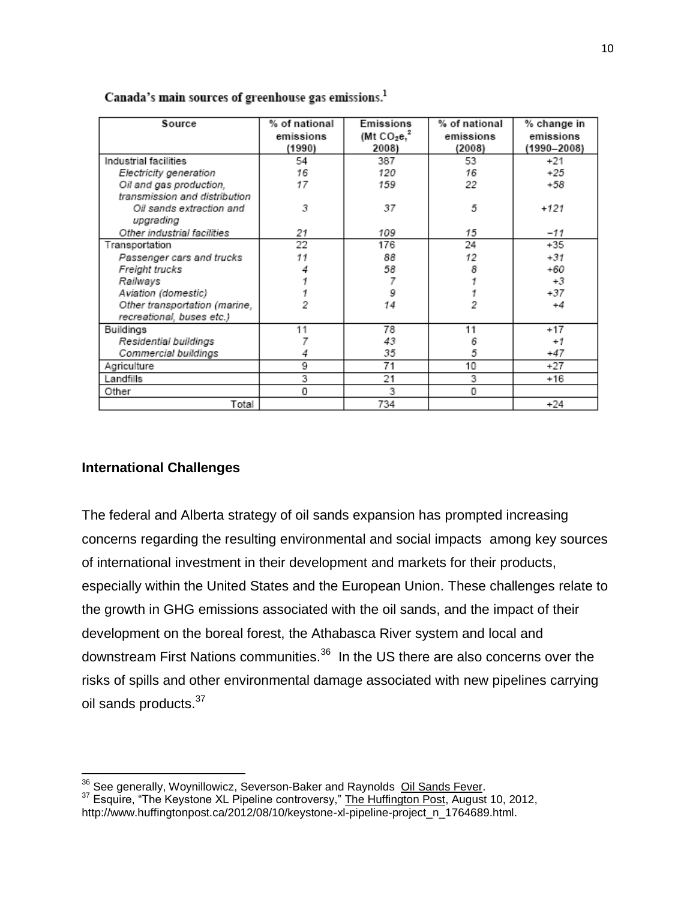Canada's main sources of greenhouse gas emissions.[1]

| Source | % of national emissions (1990) | Emissions (Mt $CO_2e$,[2] 2008) | % of national emissions (2008) | % change in emissions (1990–2008) |
|---|---|---|---|---|
| Industrial facilities | 54 | 387 | 53 | +21 |
| *Electricity generation* | *16* | *120* | *16* | *+25* |
| *Oil and gas production, transmission and distribution* | *17* | *159* | *22* | *+58* |
| *Oil sands extraction and upgrading* | *3* | *37* | *5* | *+121* |
| *Other industrial facilities* | *21* | *109* | *15* | *−11* |
| Transportation | 22 | 176 | 24 | +35 |
| *Passenger cars and trucks* | *11* | *88* | *12* | *+31* |
| *Freight trucks* | *4* | *58* | *8* | *+60* |
| *Railways* | *1* | *7* | *1* | *+3* |
| *Aviation (domestic)* | *1* | *9* | *1* | *+37* |
| *Other transportation (marine, recreational, buses etc.)* | *2* | *14* | *2* | *+4* |
| Buildings | 11 | 78 | 11 | +17 |
| *Residential buildings* | *7* | *43* | *6* | *+1* |
| *Commercial buildings* | *4* | *35* | *5* | *+47* |
| Agriculture | 9 | 71 | 10 | +27 |
| Landfills | 3 | 21 | 3 | +16 |
| Other | 0 | 3 | 0 | |
| Total | | 734 | | +24 |

### International Challenges

The federal and Alberta strategy of oil sands expansion has prompted increasing concerns regarding the resulting environmental and social impacts among key sources of international investment in their development and markets for their products, especially within the United States and the European Union. These challenges relate to the growth in GHG emissions associated with the oil sands, and the impact of their development on the boreal forest, the Athabasca River system and local and downstream First Nations communities.[36] In the US there are also concerns over the risks of spills and other environmental damage associated with new pipelines carrying oil sands products.[37]

---

[36] See generally, Woynillowicz, Severson-Baker and Raynolds Oil Sands Fever.

[37] Esquire, "The Keystone XL Pipeline controversy," The Huffington Post, August 10, 2012, http://www.huffingtonpost.ca/2012/08/10/keystone-xl-pipeline-project_n_1764689.html.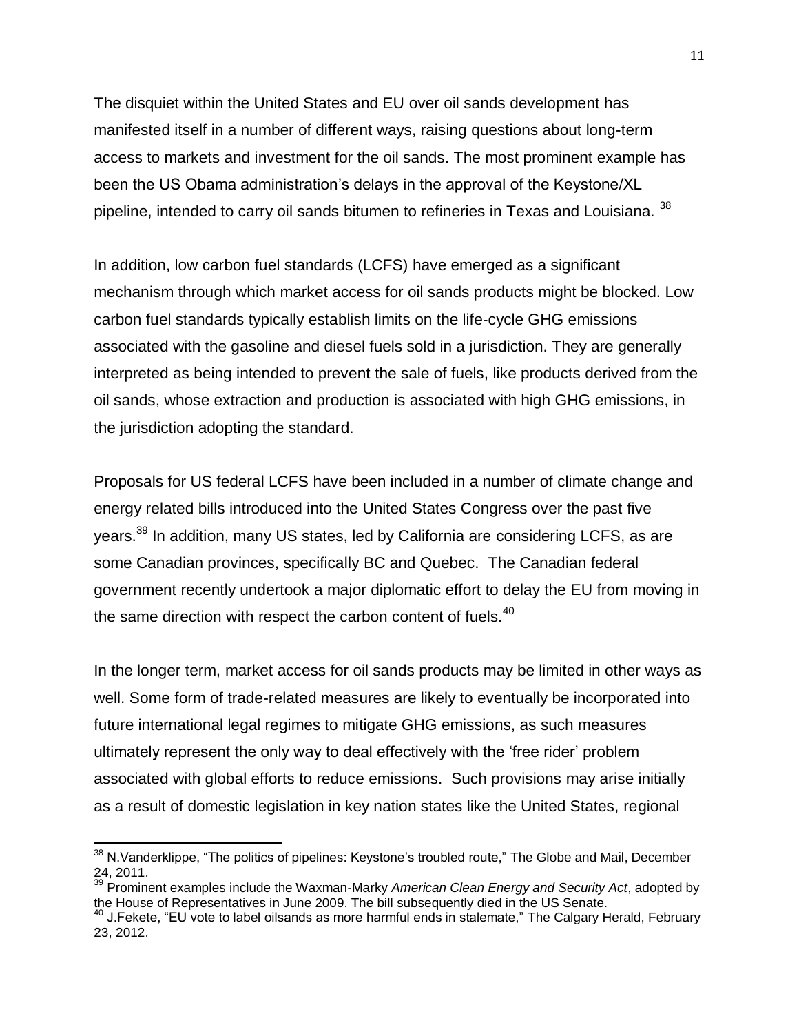The disquiet within the United States and EU over oil sands development has manifested itself in a number of different ways, raising questions about long-term access to markets and investment for the oil sands. The most prominent example has been the US Obama administration's delays in the approval of the Keystone/XL pipeline, intended to carry oil sands bitumen to refineries in Texas and Louisiana. [38]

In addition, low carbon fuel standards (LCFS) have emerged as a significant mechanism through which market access for oil sands products might be blocked. Low carbon fuel standards typically establish limits on the life-cycle GHG emissions associated with the gasoline and diesel fuels sold in a jurisdiction. They are generally interpreted as being intended to prevent the sale of fuels, like products derived from the oil sands, whose extraction and production is associated with high GHG emissions, in the jurisdiction adopting the standard.

Proposals for US federal LCFS have been included in a number of climate change and energy related bills introduced into the United States Congress over the past five years.[39] In addition, many US states, led by California are considering LCFS, as are some Canadian provinces, specifically BC and Quebec. The Canadian federal government recently undertook a major diplomatic effort to delay the EU from moving in the same direction with respect the carbon content of fuels.[40]

In the longer term, market access for oil sands products may be limited in other ways as well. Some form of trade-related measures are likely to eventually be incorporated into future international legal regimes to mitigate GHG emissions, as such measures ultimately represent the only way to deal effectively with the 'free rider' problem associated with global efforts to reduce emissions. Such provisions may arise initially as a result of domestic legislation in key nation states like the United States, regional

---

[38] N.Vanderklippe, "The politics of pipelines: Keystone's troubled route," The Globe and Mail, December 24, 2011.

[39] Prominent examples include the Waxman-Marky *American Clean Energy and Security Act*, adopted by the House of Representatives in June 2009. The bill subsequently died in the US Senate.

[40] J.Fekete, "EU vote to label oilsands as more harmful ends in stalemate," The Calgary Herald, February 23, 2012.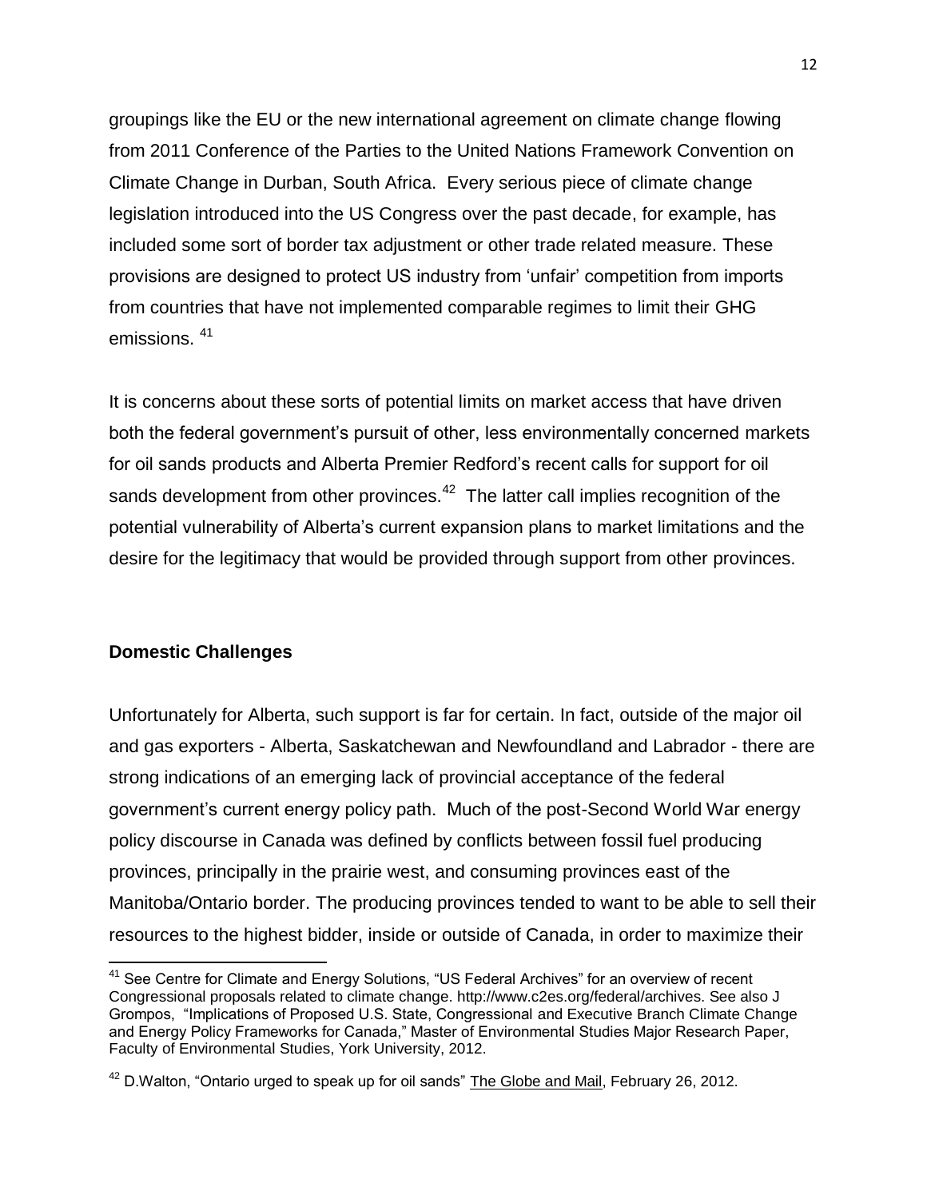groupings like the EU or the new international agreement on climate change flowing from 2011 Conference of the Parties to the United Nations Framework Convention on Climate Change in Durban, South Africa. Every serious piece of climate change legislation introduced into the US Congress over the past decade, for example, has included some sort of border tax adjustment or other trade related measure. These provisions are designed to protect US industry from 'unfair' competition from imports from countries that have not implemented comparable regimes to limit their GHG emissions. [41]

It is concerns about these sorts of potential limits on market access that have driven both the federal government's pursuit of other, less environmentally concerned markets for oil sands products and Alberta Premier Redford's recent calls for support for oil sands development from other provinces.[42] The latter call implies recognition of the potential vulnerability of Alberta's current expansion plans to market limitations and the desire for the legitimacy that would be provided through support from other provinces.

**Domestic Challenges**

Unfortunately for Alberta, such support is far for certain. In fact, outside of the major oil and gas exporters - Alberta, Saskatchewan and Newfoundland and Labrador - there are strong indications of an emerging lack of provincial acceptance of the federal government's current energy policy path. Much of the post-Second World War energy policy discourse in Canada was defined by conflicts between fossil fuel producing provinces, principally in the prairie west, and consuming provinces east of the Manitoba/Ontario border. The producing provinces tended to want to be able to sell their resources to the highest bidder, inside or outside of Canada, in order to maximize their

---

[41] See Centre for Climate and Energy Solutions, "US Federal Archives" for an overview of recent Congressional proposals related to climate change. http://www.c2es.org/federal/archives. See also J Grompos, "Implications of Proposed U.S. State, Congressional and Executive Branch Climate Change and Energy Policy Frameworks for Canada," Master of Environmental Studies Major Research Paper, Faculty of Environmental Studies, York University, 2012.

[42] D.Walton, "Ontario urged to speak up for oil sands" The Globe and Mail, February 26, 2012.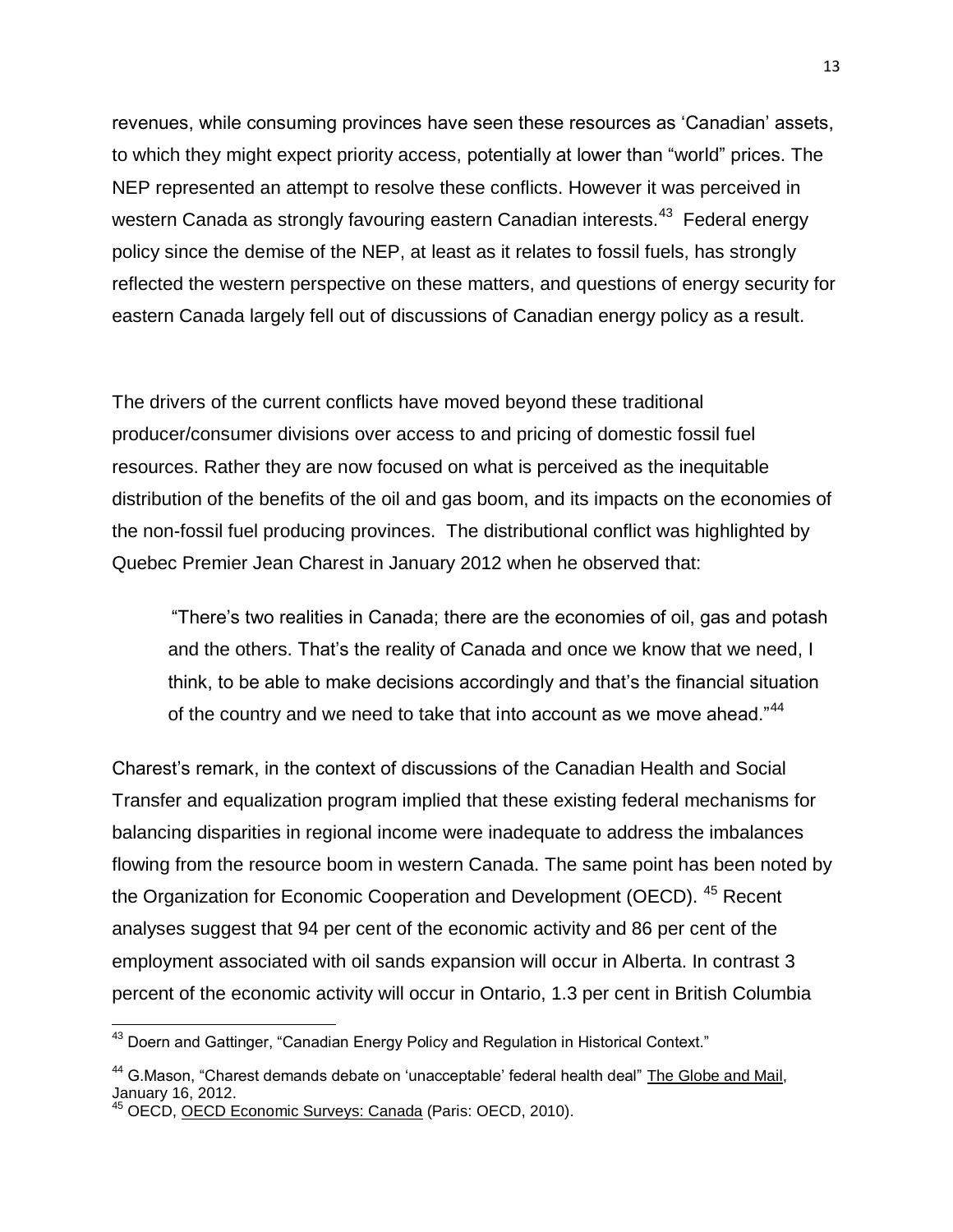revenues, while consuming provinces have seen these resources as 'Canadian' assets, to which they might expect priority access, potentially at lower than "world" prices. The NEP represented an attempt to resolve these conflicts. However it was perceived in western Canada as strongly favouring eastern Canadian interests.[43] Federal energy policy since the demise of the NEP, at least as it relates to fossil fuels, has strongly reflected the western perspective on these matters, and questions of energy security for eastern Canada largely fell out of discussions of Canadian energy policy as a result.

The drivers of the current conflicts have moved beyond these traditional producer/consumer divisions over access to and pricing of domestic fossil fuel resources. Rather they are now focused on what is perceived as the inequitable distribution of the benefits of the oil and gas boom, and its impacts on the economies of the non-fossil fuel producing provinces. The distributional conflict was highlighted by Quebec Premier Jean Charest in January 2012 when he observed that:

> "There's two realities in Canada; there are the economies of oil, gas and potash and the others. That's the reality of Canada and once we know that we need, I think, to be able to make decisions accordingly and that's the financial situation of the country and we need to take that into account as we move ahead."[44]

Charest's remark, in the context of discussions of the Canadian Health and Social Transfer and equalization program implied that these existing federal mechanisms for balancing disparities in regional income were inadequate to address the imbalances flowing from the resource boom in western Canada. The same point has been noted by the Organization for Economic Cooperation and Development (OECD). [45] Recent analyses suggest that 94 per cent of the economic activity and 86 per cent of the employment associated with oil sands expansion will occur in Alberta. In contrast 3 percent of the economic activity will occur in Ontario, 1.3 per cent in British Columbia

---

[43] Doern and Gattinger, "Canadian Energy Policy and Regulation in Historical Context."

[44] G.Mason, "Charest demands debate on 'unacceptable' federal health deal" The Globe and Mail, January 16, 2012.

[45] OECD, OECD Economic Surveys: Canada (Paris: OECD, 2010).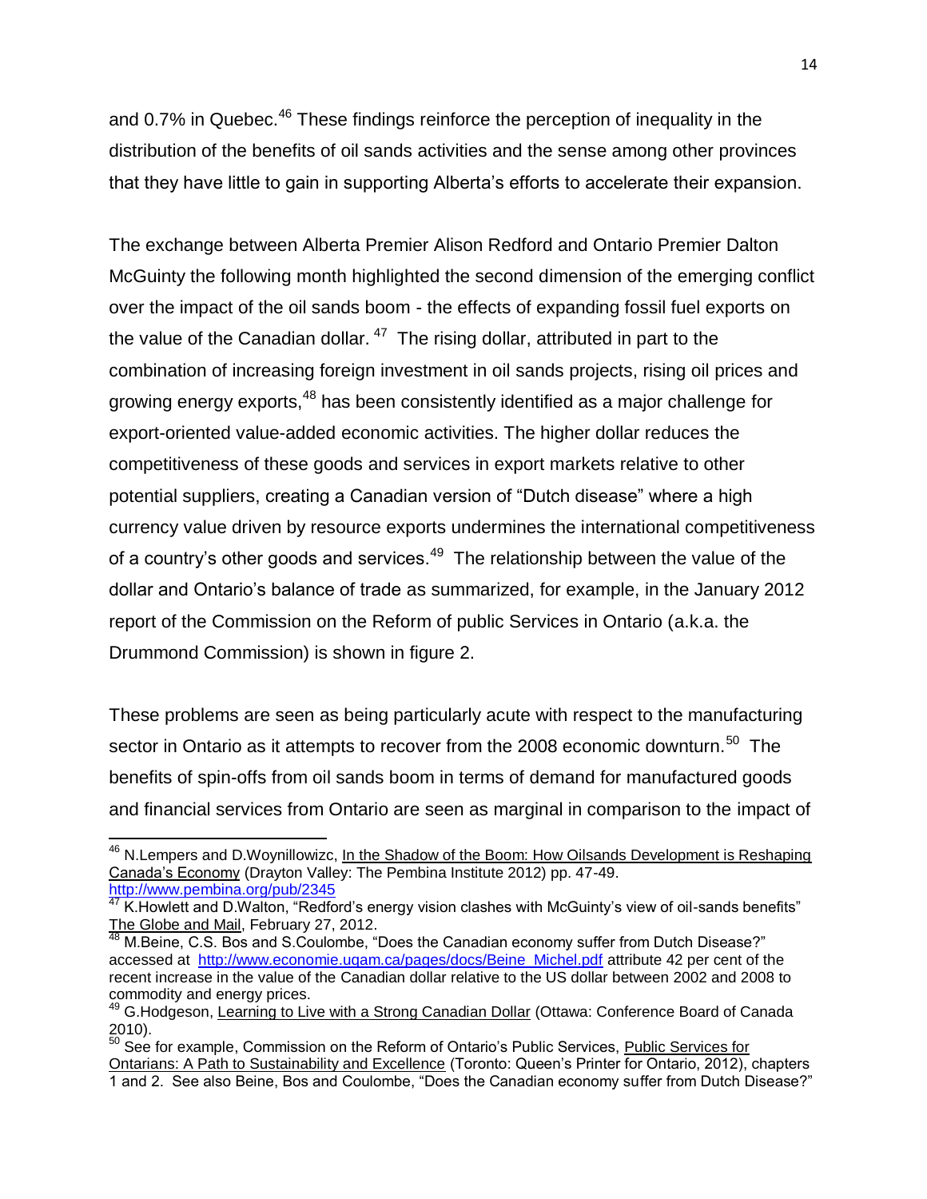and 0.7% in Quebec.[46] These findings reinforce the perception of inequality in the distribution of the benefits of oil sands activities and the sense among other provinces that they have little to gain in supporting Alberta's efforts to accelerate their expansion.

The exchange between Alberta Premier Alison Redford and Ontario Premier Dalton McGuinty the following month highlighted the second dimension of the emerging conflict over the impact of the oil sands boom - the effects of expanding fossil fuel exports on the value of the Canadian dollar.[47] The rising dollar, attributed in part to the combination of increasing foreign investment in oil sands projects, rising oil prices and growing energy exports,[48] has been consistently identified as a major challenge for export-oriented value-added economic activities. The higher dollar reduces the competitiveness of these goods and services in export markets relative to other potential suppliers, creating a Canadian version of "Dutch disease" where a high currency value driven by resource exports undermines the international competitiveness of a country's other goods and services.[49] The relationship between the value of the dollar and Ontario's balance of trade as summarized, for example, in the January 2012 report of the Commission on the Reform of public Services in Ontario (a.k.a. the Drummond Commission) is shown in figure 2.

These problems are seen as being particularly acute with respect to the manufacturing sector in Ontario as it attempts to recover from the 2008 economic downturn.[50] The benefits of spin-offs from oil sands boom in terms of demand for manufactured goods and financial services from Ontario are seen as marginal in comparison to the impact of

---

[46] N.Lempers and D.Woynillowizc, In the Shadow of the Boom: How Oilsands Development is Reshaping Canada's Economy (Drayton Valley: The Pembina Institute 2012) pp. 47-49. http://www.pembina.org/pub/2345

[47] K.Howlett and D.Walton, "Redford's energy vision clashes with McGuinty's view of oil-sands benefits" The Globe and Mail, February 27, 2012.

[48] M.Beine, C.S. Bos and S.Coulombe, "Does the Canadian economy suffer from Dutch Disease?" accessed at http://www.economie.uqam.ca/pages/docs/Beine_Michel.pdf attribute 42 per cent of the recent increase in the value of the Canadian dollar relative to the US dollar between 2002 and 2008 to commodity and energy prices.

[49] G.Hodgeson, Learning to Live with a Strong Canadian Dollar (Ottawa: Conference Board of Canada 2010).

[50] See for example, Commission on the Reform of Ontario's Public Services, Public Services for Ontarians: A Path to Sustainability and Excellence (Toronto: Queen's Printer for Ontario, 2012), chapters 1 and 2. See also Beine, Bos and Coulombe, "Does the Canadian economy suffer from Dutch Disease?"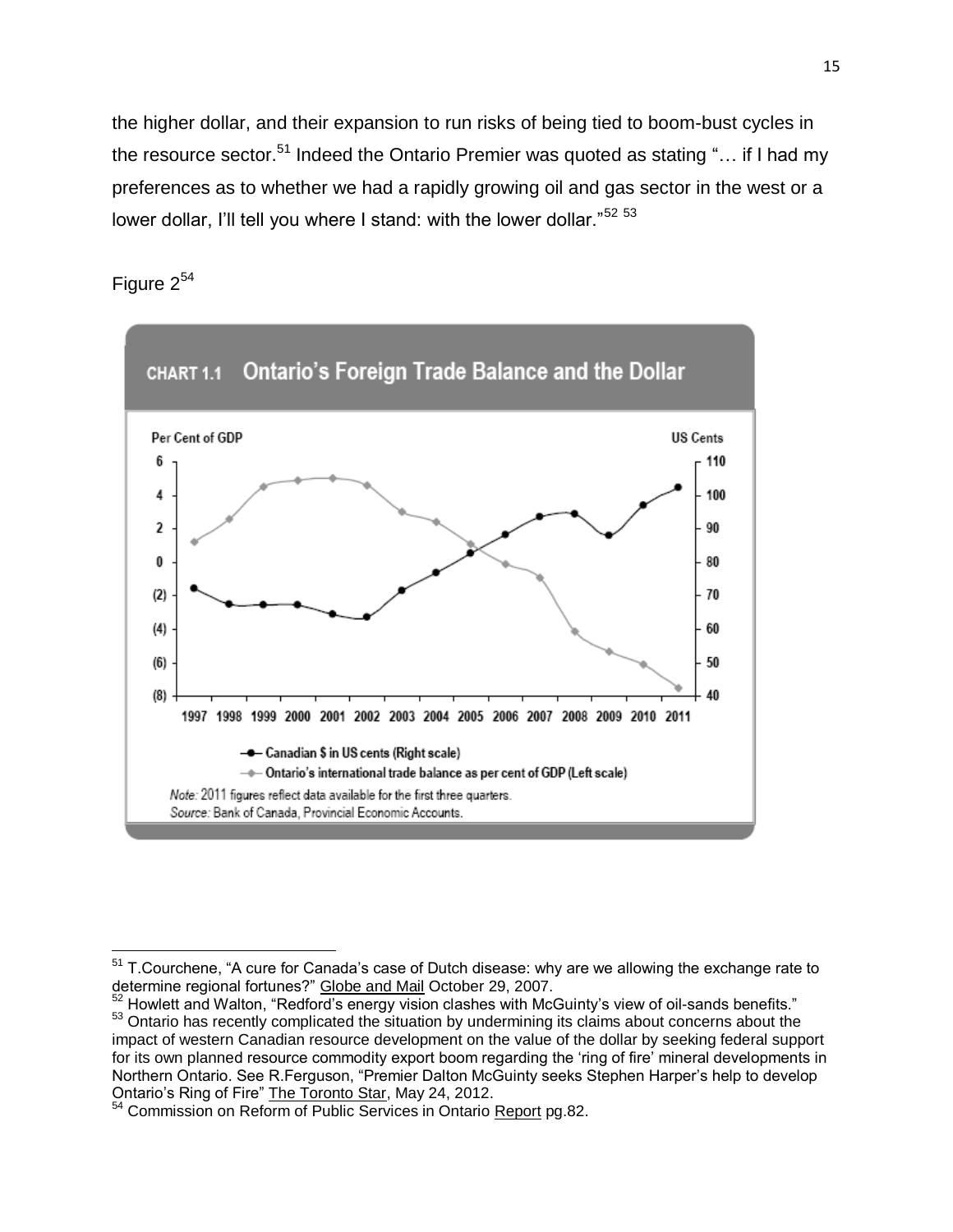the higher dollar, and their expansion to run risks of being tied to boom-bust cycles in the resource sector.[51] Indeed the Ontario Premier was quoted as stating "… if I had my preferences as to whether we had a rapidly growing oil and gas sector in the west or a lower dollar, I'll tell you where I stand: with the lower dollar."[52] [53]

Figure 2[54]

CHART 1.1 Ontario's Foreign Trade Balance and the Dollar

Note: 2011 figures reflect data available for the first three quarters.
Source: Bank of Canada, Provincial Economic Accounts.

---

[51] T.Courchene, "A cure for Canada's case of Dutch disease: why are we allowing the exchange rate to determine regional fortunes?" Globe and Mail October 29, 2007.

[52] Howlett and Walton, "Redford's energy vision clashes with McGuinty's view of oil-sands benefits."

[53] Ontario has recently complicated the situation by undermining its claims about concerns about the impact of western Canadian resource development on the value of the dollar by seeking federal support for its own planned resource commodity export boom regarding the 'ring of fire' mineral developments in Northern Ontario. See R.Ferguson, "Premier Dalton McGuinty seeks Stephen Harper's help to develop Ontario's Ring of Fire" The Toronto Star, May 24, 2012.

[54] Commission on Reform of Public Services in Ontario Report pg.82.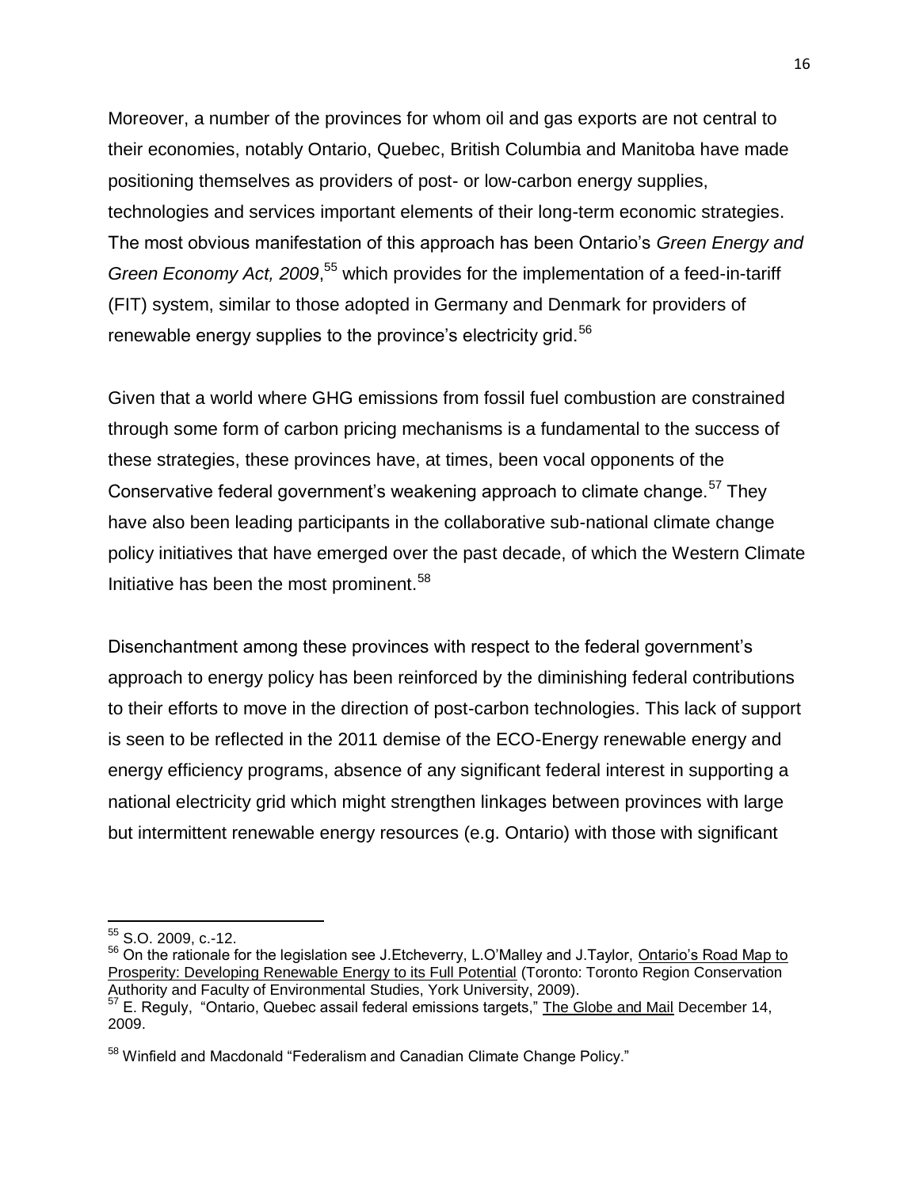Moreover, a number of the provinces for whom oil and gas exports are not central to their economies, notably Ontario, Quebec, British Columbia and Manitoba have made positioning themselves as providers of post- or low-carbon energy supplies, technologies and services important elements of their long-term economic strategies. The most obvious manifestation of this approach has been Ontario's *Green Energy and Green Economy Act, 2009*,[55] which provides for the implementation of a feed-in-tariff (FIT) system, similar to those adopted in Germany and Denmark for providers of renewable energy supplies to the province's electricity grid.[56]

Given that a world where GHG emissions from fossil fuel combustion are constrained through some form of carbon pricing mechanisms is a fundamental to the success of these strategies, these provinces have, at times, been vocal opponents of the Conservative federal government's weakening approach to climate change.[57] They have also been leading participants in the collaborative sub-national climate change policy initiatives that have emerged over the past decade, of which the Western Climate Initiative has been the most prominent.[58]

Disenchantment among these provinces with respect to the federal government's approach to energy policy has been reinforced by the diminishing federal contributions to their efforts to move in the direction of post-carbon technologies. This lack of support is seen to be reflected in the 2011 demise of the ECO-Energy renewable energy and energy efficiency programs, absence of any significant federal interest in supporting a national electricity grid which might strengthen linkages between provinces with large but intermittent renewable energy resources (e.g. Ontario) with those with significant

---

[55] S.O. 2009, c.-12.

[56] On the rationale for the legislation see J.Etcheverry, L.O'Malley and J.Taylor, Ontario's Road Map to Prosperity: Developing Renewable Energy to its Full Potential (Toronto: Toronto Region Conservation Authority and Faculty of Environmental Studies, York University, 2009).

[57] E. Reguly, "Ontario, Quebec assail federal emissions targets," The Globe and Mail December 14, 2009.

[58] Winfield and Macdonald "Federalism and Canadian Climate Change Policy."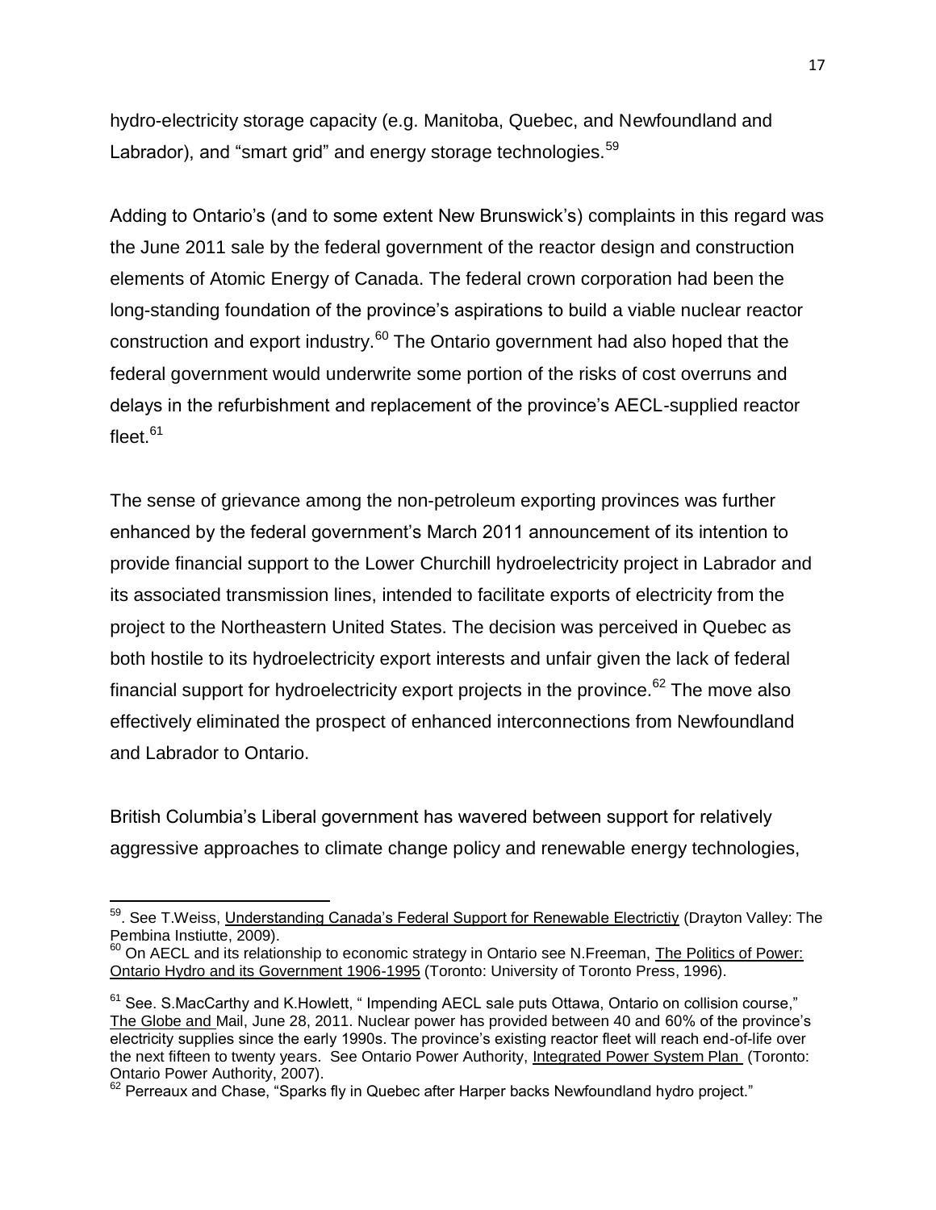hydro-electricity storage capacity (e.g. Manitoba, Quebec, and Newfoundland and Labrador), and "smart grid" and energy storage technologies.[59]

Adding to Ontario's (and to some extent New Brunswick's) complaints in this regard was the June 2011 sale by the federal government of the reactor design and construction elements of Atomic Energy of Canada. The federal crown corporation had been the long-standing foundation of the province's aspirations to build a viable nuclear reactor construction and export industry.[60] The Ontario government had also hoped that the federal government would underwrite some portion of the risks of cost overruns and delays in the refurbishment and replacement of the province's AECL-supplied reactor fleet.[61]

The sense of grievance among the non-petroleum exporting provinces was further enhanced by the federal government's March 2011 announcement of its intention to provide financial support to the Lower Churchill hydroelectricity project in Labrador and its associated transmission lines, intended to facilitate exports of electricity from the project to the Northeastern United States. The decision was perceived in Quebec as both hostile to its hydroelectricity export interests and unfair given the lack of federal financial support for hydroelectricity export projects in the province.[62] The move also effectively eliminated the prospect of enhanced interconnections from Newfoundland and Labrador to Ontario.

British Columbia's Liberal government has wavered between support for relatively aggressive approaches to climate change policy and renewable energy technologies,

---

[59]. See T.Weiss, Understanding Canada's Federal Support for Renewable Electrictiy (Drayton Valley: The Pembina Instiutte, 2009).

[60] On AECL and its relationship to economic strategy in Ontario see N.Freeman, The Politics of Power: Ontario Hydro and its Government 1906-1995 (Toronto: University of Toronto Press, 1996).

[61] See. S.MacCarthy and K.Howlett, " Impending AECL sale puts Ottawa, Ontario on collision course," The Globe and Mail, June 28, 2011. Nuclear power has provided between 40 and 60% of the province's electricity supplies since the early 1990s. The province's existing reactor fleet will reach end-of-life over the next fifteen to twenty years. See Ontario Power Authority, Integrated Power System Plan (Toronto: Ontario Power Authority, 2007).

[62] Perreaux and Chase, "Sparks fly in Quebec after Harper backs Newfoundland hydro project."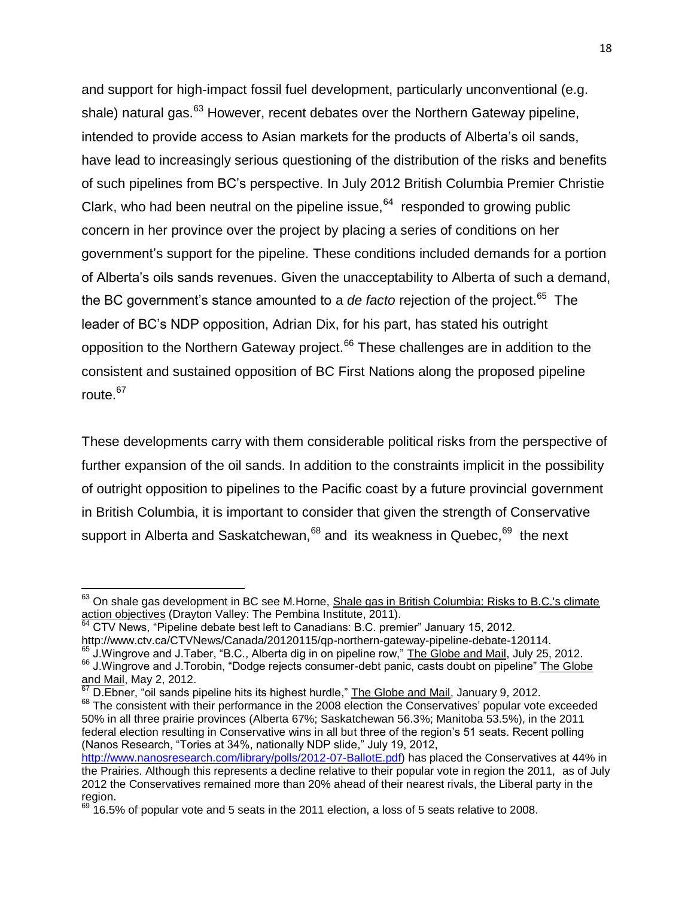and support for high-impact fossil fuel development, particularly unconventional (e.g. shale) natural gas.[63] However, recent debates over the Northern Gateway pipeline, intended to provide access to Asian markets for the products of Alberta's oil sands, have lead to increasingly serious questioning of the distribution of the risks and benefits of such pipelines from BC's perspective. In July 2012 British Columbia Premier Christie Clark, who had been neutral on the pipeline issue,[64] responded to growing public concern in her province over the project by placing a series of conditions on her government's support for the pipeline. These conditions included demands for a portion of Alberta's oils sands revenues. Given the unacceptability to Alberta of such a demand, the BC government's stance amounted to a *de facto* rejection of the project.[65] The leader of BC's NDP opposition, Adrian Dix, for his part, has stated his outright opposition to the Northern Gateway project.[66] These challenges are in addition to the consistent and sustained opposition of BC First Nations along the proposed pipeline route.[67]

These developments carry with them considerable political risks from the perspective of further expansion of the oil sands. In addition to the constraints implicit in the possibility of outright opposition to pipelines to the Pacific coast by a future provincial government in British Columbia, it is important to consider that given the strength of Conservative support in Alberta and Saskatchewan,[68] and its weakness in Quebec,[69] the next

---

[63] On shale gas development in BC see M.Horne, Shale gas in British Columbia: Risks to B.C.'s climate action objectives (Drayton Valley: The Pembina Institute, 2011).

[64] CTV News, "Pipeline debate best left to Canadians: B.C. premier" January 15, 2012. http://www.ctv.ca/CTVNews/Canada/20120115/qp-northern-gateway-pipeline-debate-120114.

[65] J.Wingrove and J.Taber, "B.C., Alberta dig in on pipeline row," The Globe and Mail, July 25, 2012.

[66] J.Wingrove and J.Torobin, "Dodge rejects consumer-debt panic, casts doubt on pipeline" The Globe and Mail, May 2, 2012.

[67] D.Ebner, "oil sands pipeline hits its highest hurdle," The Globe and Mail, January 9, 2012.

[68] The consistent with their performance in the 2008 election the Conservatives' popular vote exceeded 50% in all three prairie provinces (Alberta 67%; Saskatchewan 56.3%; Manitoba 53.5%), in the 2011 federal election resulting in Conservative wins in all but three of the region's 51 seats. Recent polling (Nanos Research, "Tories at 34%, nationally NDP slide," July 19, 2012, http://www.nanosresearch.com/library/polls/2012-07-BallotE.pdf) has placed the Conservatives at 44% in the Prairies. Although this represents a decline relative to their popular vote in region the 2011, as of July 2012 the Conservatives remained more than 20% ahead of their nearest rivals, the Liberal party in the region.

[69] 16.5% of popular vote and 5 seats in the 2011 election, a loss of 5 seats relative to 2008.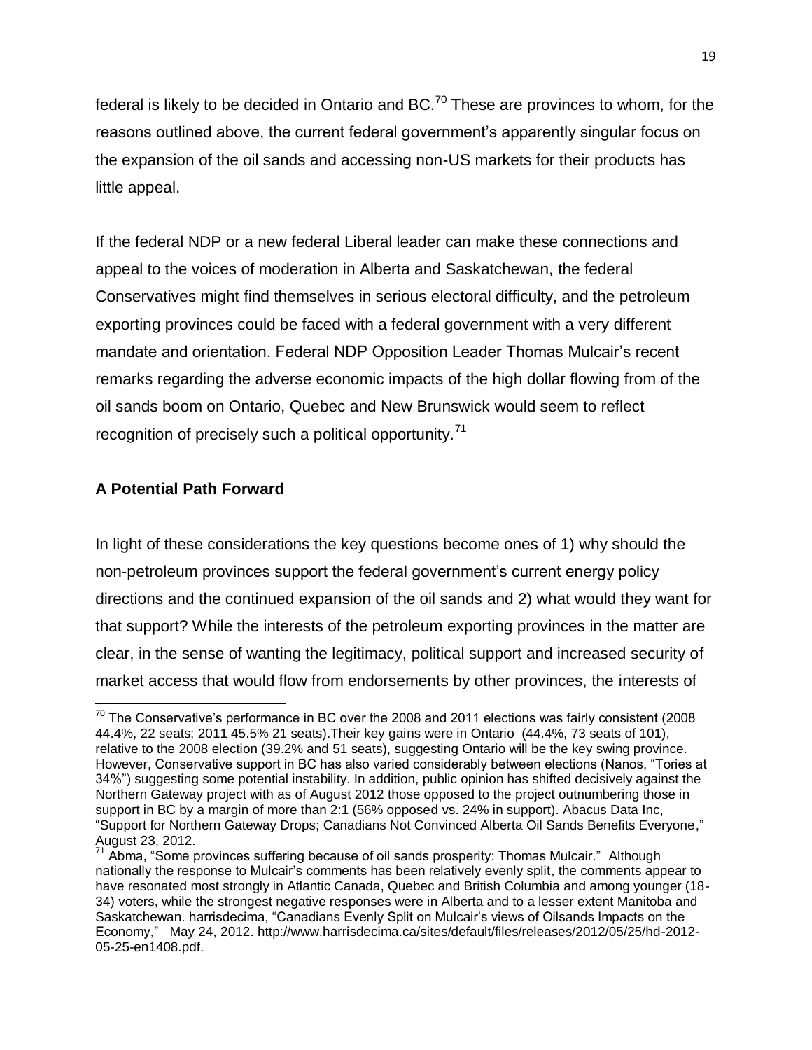federal is likely to be decided in Ontario and BC.[70] These are provinces to whom, for the reasons outlined above, the current federal government's apparently singular focus on the expansion of the oil sands and accessing non-US markets for their products has little appeal.

If the federal NDP or a new federal Liberal leader can make these connections and appeal to the voices of moderation in Alberta and Saskatchewan, the federal Conservatives might find themselves in serious electoral difficulty, and the petroleum exporting provinces could be faced with a federal government with a very different mandate and orientation. Federal NDP Opposition Leader Thomas Mulcair's recent remarks regarding the adverse economic impacts of the high dollar flowing from of the oil sands boom on Ontario, Quebec and New Brunswick would seem to reflect recognition of precisely such a political opportunity.[71]

## A Potential Path Forward

In light of these considerations the key questions become ones of 1) why should the non-petroleum provinces support the federal government's current energy policy directions and the continued expansion of the oil sands and 2) what would they want for that support? While the interests of the petroleum exporting provinces in the matter are clear, in the sense of wanting the legitimacy, political support and increased security of market access that would flow from endorsements by other provinces, the interests of

---

[70] The Conservative's performance in BC over the 2008 and 2011 elections was fairly consistent (2008 44.4%, 22 seats; 2011 45.5% 21 seats).Their key gains were in Ontario (44.4%, 73 seats of 101), relative to the 2008 election (39.2% and 51 seats), suggesting Ontario will be the key swing province. However, Conservative support in BC has also varied considerably between elections (Nanos, "Tories at 34%") suggesting some potential instability. In addition, public opinion has shifted decisively against the Northern Gateway project with as of August 2012 those opposed to the project outnumbering those in support in BC by a margin of more than 2:1 (56% opposed vs. 24% in support). Abacus Data Inc, "Support for Northern Gateway Drops; Canadians Not Convinced Alberta Oil Sands Benefits Everyone," August 23, 2012.

[71] Abma, "Some provinces suffering because of oil sands prosperity: Thomas Mulcair." Although nationally the response to Mulcair's comments has been relatively evenly split, the comments appear to have resonated most strongly in Atlantic Canada, Quebec and British Columbia and among younger (18-34) voters, while the strongest negative responses were in Alberta and to a lesser extent Manitoba and Saskatchewan. harrisdecima, "Canadians Evenly Split on Mulcair's views of Oilsands Impacts on the Economy," May 24, 2012. http://www.harrisdecima.ca/sites/default/files/releases/2012/05/25/hd-2012-05-25-en1408.pdf.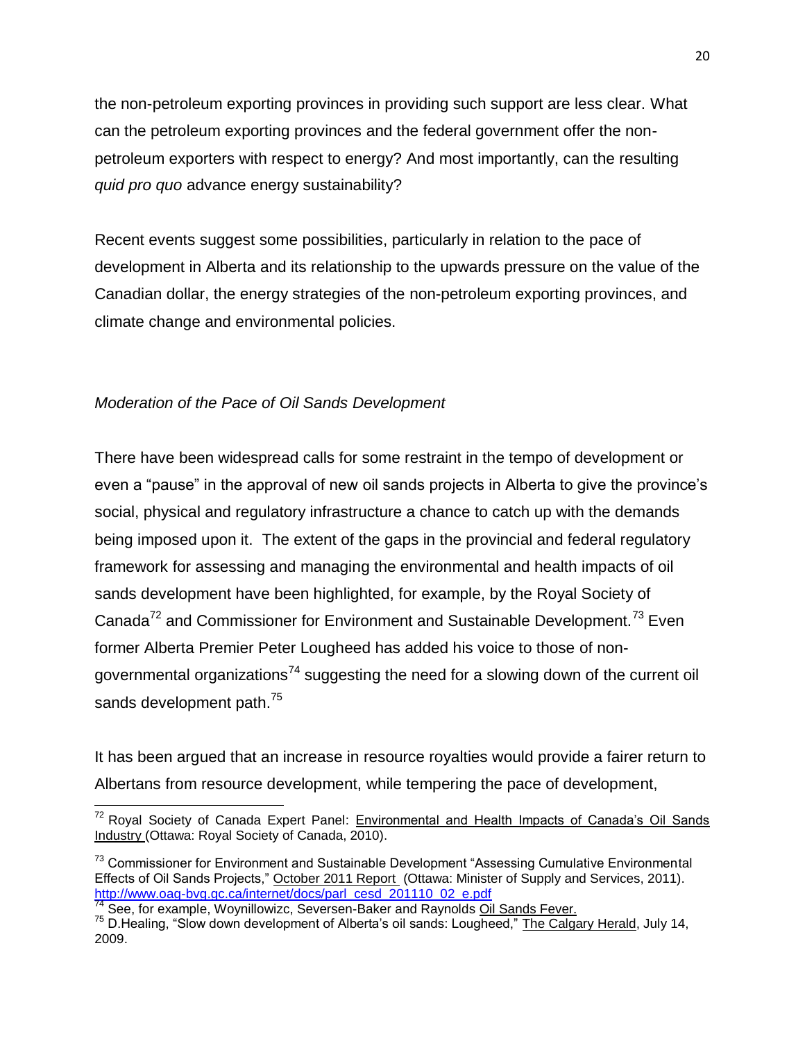the non-petroleum exporting provinces in providing such support are less clear. What can the petroleum exporting provinces and the federal government offer the non-petroleum exporters with respect to energy? And most importantly, can the resulting *quid pro quo* advance energy sustainability?

Recent events suggest some possibilities, particularly in relation to the pace of development in Alberta and its relationship to the upwards pressure on the value of the Canadian dollar, the energy strategies of the non-petroleum exporting provinces, and climate change and environmental policies.

*Moderation of the Pace of Oil Sands Development*

There have been widespread calls for some restraint in the tempo of development or even a "pause" in the approval of new oil sands projects in Alberta to give the province's social, physical and regulatory infrastructure a chance to catch up with the demands being imposed upon it. The extent of the gaps in the provincial and federal regulatory framework for assessing and managing the environmental and health impacts of oil sands development have been highlighted, for example, by the Royal Society of Canada[72] and Commissioner for Environment and Sustainable Development.[73] Even former Alberta Premier Peter Lougheed has added his voice to those of non-governmental organizations[74] suggesting the need for a slowing down of the current oil sands development path.[75]

It has been argued that an increase in resource royalties would provide a fairer return to Albertans from resource development, while tempering the pace of development,

---

[72] Royal Society of Canada Expert Panel: Environmental and Health Impacts of Canada's Oil Sands Industry (Ottawa: Royal Society of Canada, 2010).

[73] Commissioner for Environment and Sustainable Development "Assessing Cumulative Environmental Effects of Oil Sands Projects," October 2011 Report (Ottawa: Minister of Supply and Services, 2011). http://www.oag-bvg.gc.ca/internet/docs/parl_cesd_201110_02_e.pdf

[74] See, for example, Woynillowizc, Seversen-Baker and Raynolds Oil Sands Fever.

[75] D.Healing, "Slow down development of Alberta's oil sands: Lougheed," The Calgary Herald, July 14, 2009.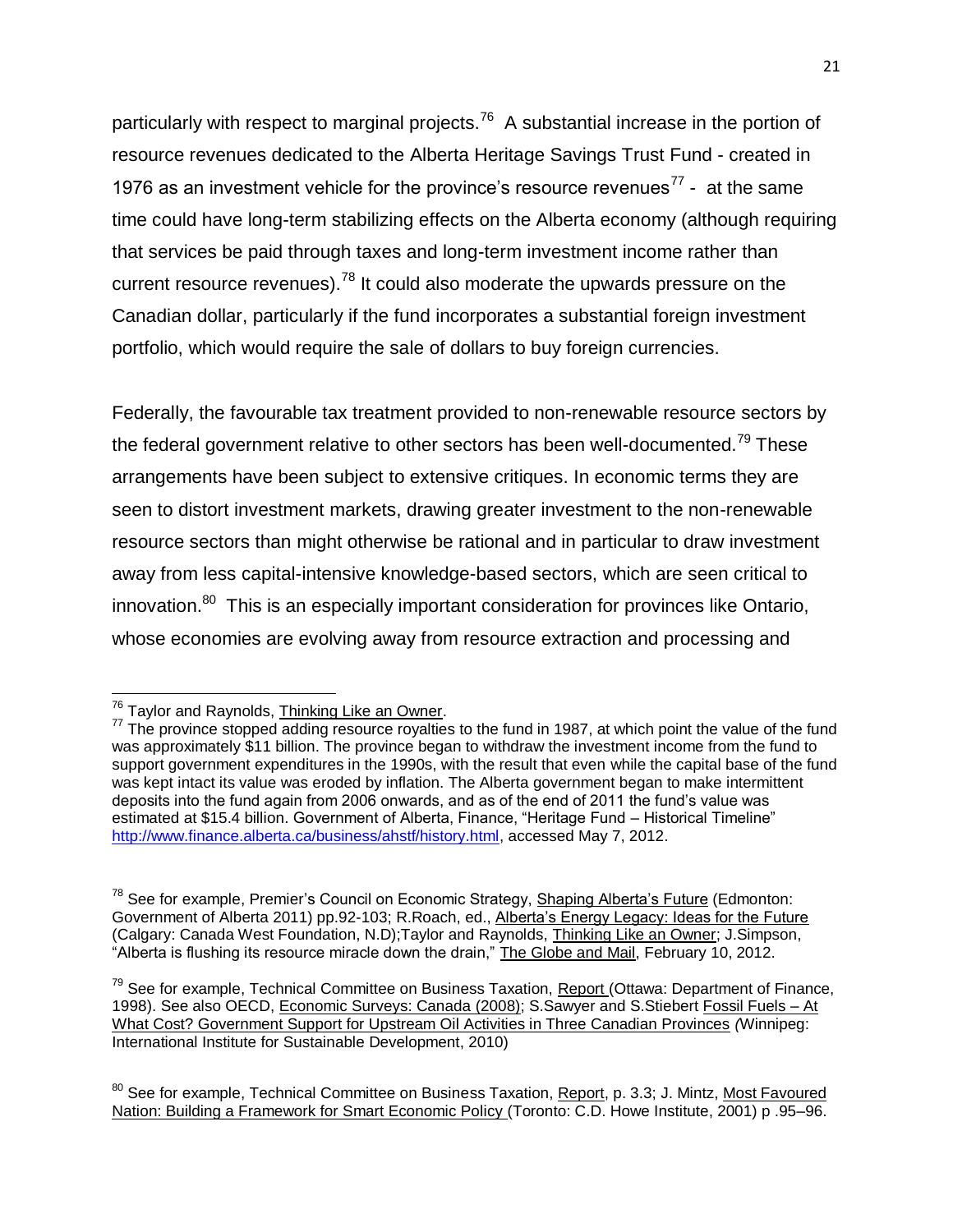particularly with respect to marginal projects.[76] A substantial increase in the portion of resource revenues dedicated to the Alberta Heritage Savings Trust Fund - created in 1976 as an investment vehicle for the province's resource revenues[77] - at the same time could have long-term stabilizing effects on the Alberta economy (although requiring that services be paid through taxes and long-term investment income rather than current resource revenues).[78] It could also moderate the upwards pressure on the Canadian dollar, particularly if the fund incorporates a substantial foreign investment portfolio, which would require the sale of dollars to buy foreign currencies.

Federally, the favourable tax treatment provided to non-renewable resource sectors by the federal government relative to other sectors has been well-documented.[79] These arrangements have been subject to extensive critiques. In economic terms they are seen to distort investment markets, drawing greater investment to the non-renewable resource sectors than might otherwise be rational and in particular to draw investment away from less capital-intensive knowledge-based sectors, which are seen critical to innovation.[80] This is an especially important consideration for provinces like Ontario, whose economies are evolving away from resource extraction and processing and

---

[76] Taylor and Raynolds, Thinking Like an Owner.

[77] The province stopped adding resource royalties to the fund in 1987, at which point the value of the fund was approximately $11 billion. The province began to withdraw the investment income from the fund to support government expenditures in the 1990s, with the result that even while the capital base of the fund was kept intact its value was eroded by inflation. The Alberta government began to make intermittent deposits into the fund again from 2006 onwards, and as of the end of 2011 the fund's value was estimated at $15.4 billion. Government of Alberta, Finance, "Heritage Fund – Historical Timeline" http://www.finance.alberta.ca/business/ahstf/history.html, accessed May 7, 2012.

[78] See for example, Premier's Council on Economic Strategy, Shaping Alberta's Future (Edmonton: Government of Alberta 2011) pp.92-103; R.Roach, ed., Alberta's Energy Legacy: Ideas for the Future (Calgary: Canada West Foundation, N.D);Taylor and Raynolds, Thinking Like an Owner; J.Simpson, "Alberta is flushing its resource miracle down the drain," The Globe and Mail, February 10, 2012.

[79] See for example, Technical Committee on Business Taxation, Report (Ottawa: Department of Finance, 1998). See also OECD, Economic Surveys: Canada (2008); S.Sawyer and S.Stiebert Fossil Fuels – At What Cost? Government Support for Upstream Oil Activities in Three Canadian Provinces (Winnipeg: International Institute for Sustainable Development, 2010)

[80] See for example, Technical Committee on Business Taxation, Report, p. 3.3; J. Mintz, Most Favoured Nation: Building a Framework for Smart Economic Policy (Toronto: C.D. Howe Institute, 2001) p .95–96.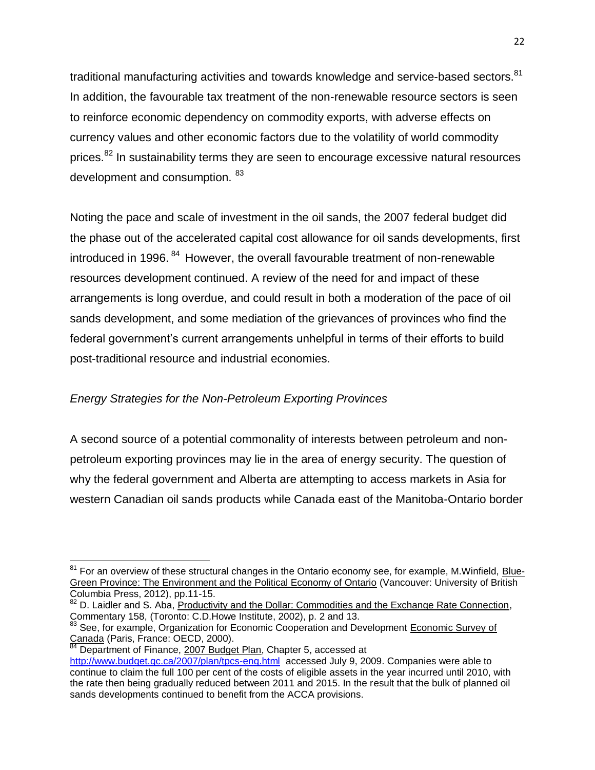traditional manufacturing activities and towards knowledge and service-based sectors.[81] In addition, the favourable tax treatment of the non-renewable resource sectors is seen to reinforce economic dependency on commodity exports, with adverse effects on currency values and other economic factors due to the volatility of world commodity prices.[82] In sustainability terms they are seen to encourage excessive natural resources development and consumption. [83]

Noting the pace and scale of investment in the oil sands, the 2007 federal budget did the phase out of the accelerated capital cost allowance for oil sands developments, first introduced in 1996. [84] However, the overall favourable treatment of non-renewable resources development continued. A review of the need for and impact of these arrangements is long overdue, and could result in both a moderation of the pace of oil sands development, and some mediation of the grievances of provinces who find the federal government's current arrangements unhelpful in terms of their efforts to build post-traditional resource and industrial economies.

*Energy Strategies for the Non-Petroleum Exporting Provinces*

A second source of a potential commonality of interests between petroleum and non-petroleum exporting provinces may lie in the area of energy security. The question of why the federal government and Alberta are attempting to access markets in Asia for western Canadian oil sands products while Canada east of the Manitoba-Ontario border

---

[81] For an overview of these structural changes in the Ontario economy see, for example, M.Winfield, Blue-Green Province: The Environment and the Political Economy of Ontario (Vancouver: University of British Columbia Press, 2012), pp.11-15.

[82] D. Laidler and S. Aba, Productivity and the Dollar: Commodities and the Exchange Rate Connection, Commentary 158, (Toronto: C.D.Howe Institute, 2002), p. 2 and 13.

[83] See, for example, Organization for Economic Cooperation and Development Economic Survey of Canada (Paris, France: OECD, 2000).

[84] Department of Finance, 2007 Budget Plan, Chapter 5, accessed at http://www.budget.gc.ca/2007/plan/tpcs-eng.html accessed July 9, 2009. Companies were able to continue to claim the full 100 per cent of the costs of eligible assets in the year incurred until 2010, with the rate then being gradually reduced between 2011 and 2015. In the result that the bulk of planned oil sands developments continued to benefit from the ACCA provisions.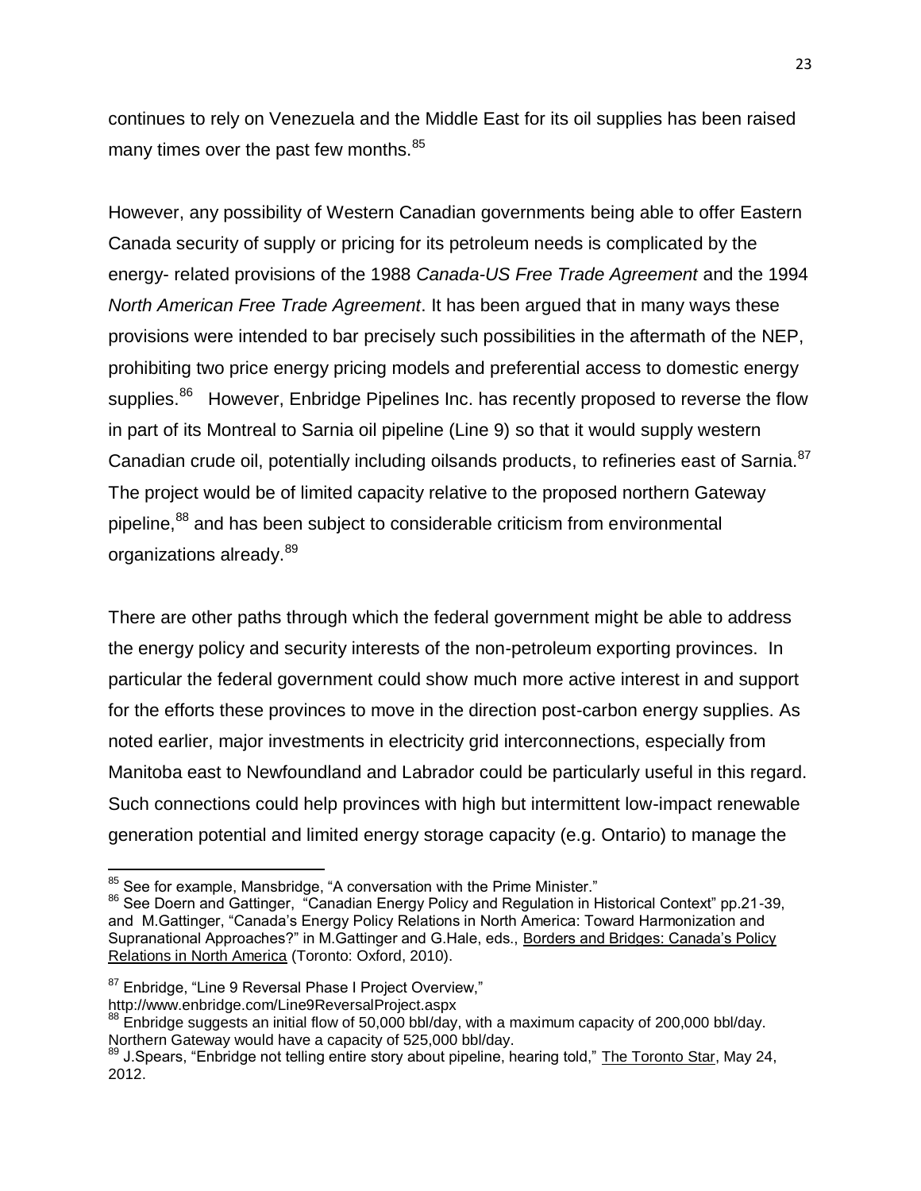continues to rely on Venezuela and the Middle East for its oil supplies has been raised many times over the past few months.[85]

However, any possibility of Western Canadian governments being able to offer Eastern Canada security of supply or pricing for its petroleum needs is complicated by the energy- related provisions of the 1988 *Canada-US Free Trade Agreement* and the 1994 *North American Free Trade Agreement*. It has been argued that in many ways these provisions were intended to bar precisely such possibilities in the aftermath of the NEP, prohibiting two price energy pricing models and preferential access to domestic energy supplies.[86] However, Enbridge Pipelines Inc. has recently proposed to reverse the flow in part of its Montreal to Sarnia oil pipeline (Line 9) so that it would supply western Canadian crude oil, potentially including oilsands products, to refineries east of Sarnia.[87] The project would be of limited capacity relative to the proposed northern Gateway pipeline,[88] and has been subject to considerable criticism from environmental organizations already.[89]

There are other paths through which the federal government might be able to address the energy policy and security interests of the non-petroleum exporting provinces. In particular the federal government could show much more active interest in and support for the efforts these provinces to move in the direction post-carbon energy supplies. As noted earlier, major investments in electricity grid interconnections, especially from Manitoba east to Newfoundland and Labrador could be particularly useful in this regard. Such connections could help provinces with high but intermittent low-impact renewable generation potential and limited energy storage capacity (e.g. Ontario) to manage the

---

[85] See for example, Mansbridge, "A conversation with the Prime Minister."

[86] See Doern and Gattinger, "Canadian Energy Policy and Regulation in Historical Context" pp.21-39, and M.Gattinger, "Canada's Energy Policy Relations in North America: Toward Harmonization and Supranational Approaches?" in M.Gattinger and G.Hale, eds., Borders and Bridges: Canada's Policy Relations in North America (Toronto: Oxford, 2010).

[87] Enbridge, "Line 9 Reversal Phase I Project Overview," http://www.enbridge.com/Line9ReversalProject.aspx

[88] Enbridge suggests an initial flow of 50,000 bbl/day, with a maximum capacity of 200,000 bbl/day. Northern Gateway would have a capacity of 525,000 bbl/day.

[89] J.Spears, "Enbridge not telling entire story about pipeline, hearing told," The Toronto Star, May 24, 2012.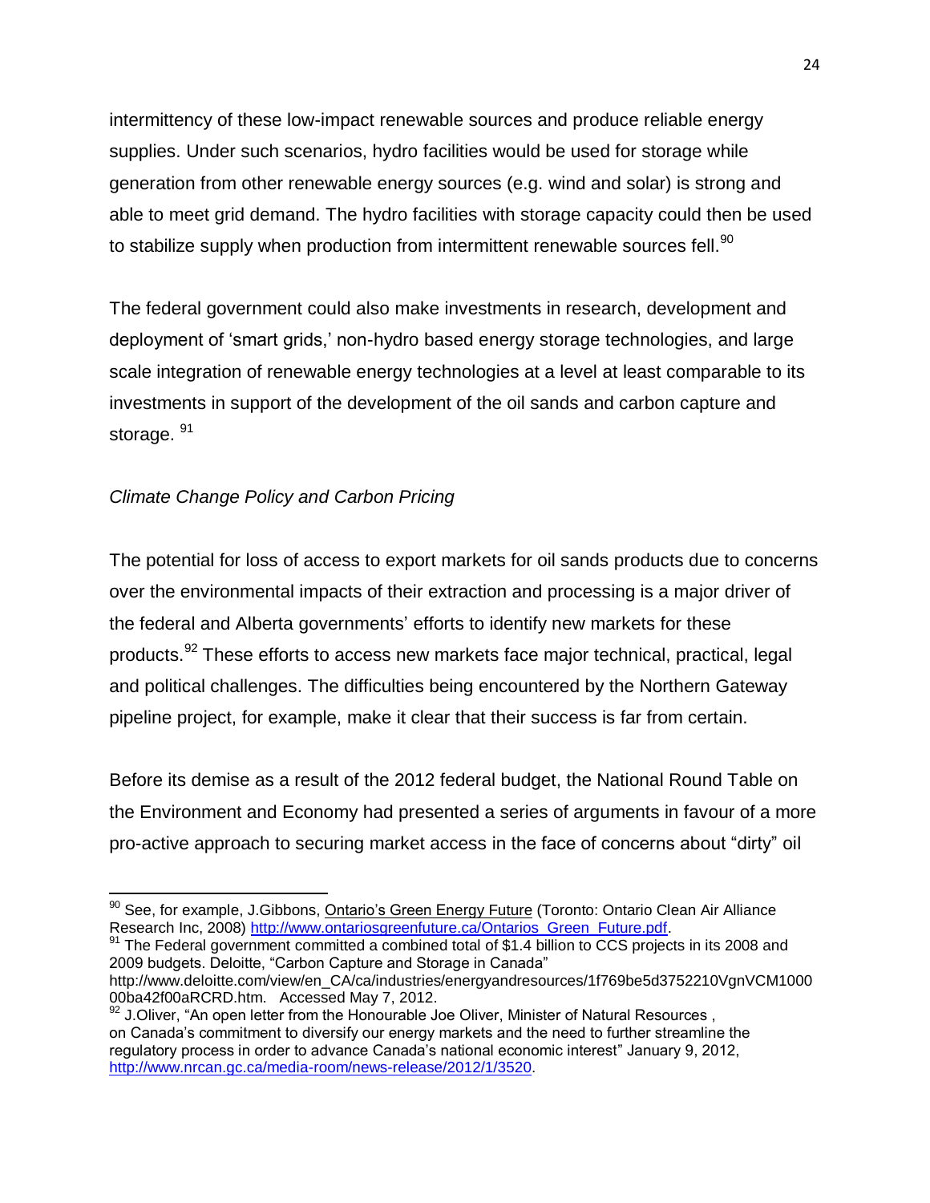intermittency of these low-impact renewable sources and produce reliable energy supplies. Under such scenarios, hydro facilities would be used for storage while generation from other renewable energy sources (e.g. wind and solar) is strong and able to meet grid demand. The hydro facilities with storage capacity could then be used to stabilize supply when production from intermittent renewable sources fell.[90]

The federal government could also make investments in research, development and deployment of 'smart grids,' non-hydro based energy storage technologies, and large scale integration of renewable energy technologies at a level at least comparable to its investments in support of the development of the oil sands and carbon capture and storage. [91]

*Climate Change Policy and Carbon Pricing*

The potential for loss of access to export markets for oil sands products due to concerns over the environmental impacts of their extraction and processing is a major driver of the federal and Alberta governments' efforts to identify new markets for these products.[92] These efforts to access new markets face major technical, practical, legal and political challenges. The difficulties being encountered by the Northern Gateway pipeline project, for example, make it clear that their success is far from certain.

Before its demise as a result of the 2012 federal budget, the National Round Table on the Environment and Economy had presented a series of arguments in favour of a more pro-active approach to securing market access in the face of concerns about "dirty" oil

---

[90] See, for example, J.Gibbons, Ontario's Green Energy Future (Toronto: Ontario Clean Air Alliance Research Inc, 2008) http://www.ontariosgreenfuture.ca/Ontarios_Green_Future.pdf.

[91] The Federal government committed a combined total of $1.4 billion to CCS projects in its 2008 and 2009 budgets. Deloitte, "Carbon Capture and Storage in Canada" http://www.deloitte.com/view/en_CA/ca/industries/energyandresources/1f769be5d3752210VgnVCM100000ba42f00aRCRD.htm. Accessed May 7, 2012.

[92] J.Oliver, "An open letter from the Honourable Joe Oliver, Minister of Natural Resources, on Canada's commitment to diversify our energy markets and the need to further streamline the regulatory process in order to advance Canada's national economic interest" January 9, 2012, http://www.nrcan.gc.ca/media-room/news-release/2012/1/3520.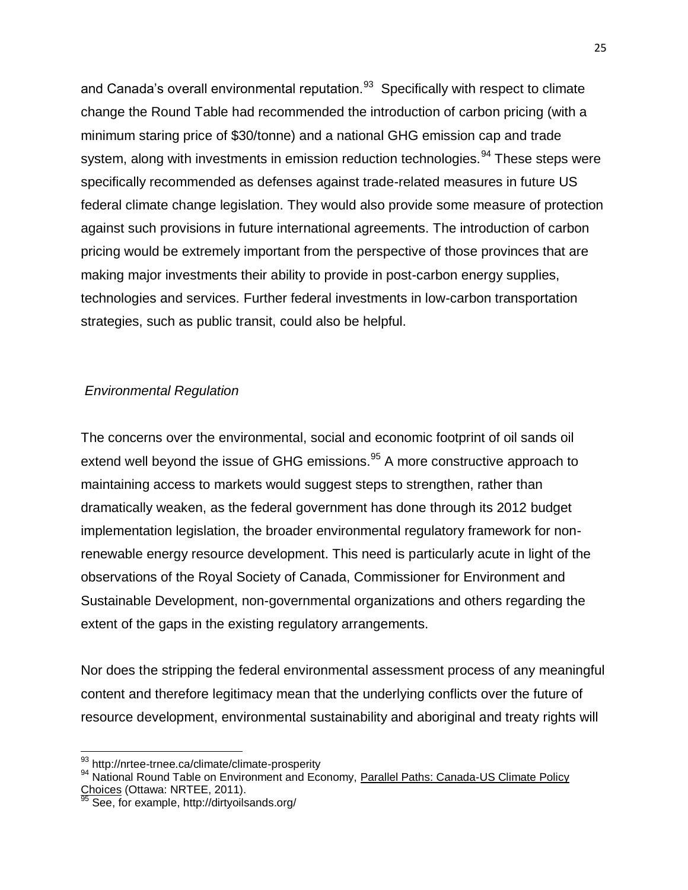and Canada's overall environmental reputation.[93] Specifically with respect to climate change the Round Table had recommended the introduction of carbon pricing (with a minimum staring price of $30/tonne) and a national GHG emission cap and trade system, along with investments in emission reduction technologies.[94] These steps were specifically recommended as defenses against trade-related measures in future US federal climate change legislation. They would also provide some measure of protection against such provisions in future international agreements. The introduction of carbon pricing would be extremely important from the perspective of those provinces that are making major investments their ability to provide in post-carbon energy supplies, technologies and services. Further federal investments in low-carbon transportation strategies, such as public transit, could also be helpful.

*Environmental Regulation*

The concerns over the environmental, social and economic footprint of oil sands oil extend well beyond the issue of GHG emissions.[95] A more constructive approach to maintaining access to markets would suggest steps to strengthen, rather than dramatically weaken, as the federal government has done through its 2012 budget implementation legislation, the broader environmental regulatory framework for non-renewable energy resource development. This need is particularly acute in light of the observations of the Royal Society of Canada, Commissioner for Environment and Sustainable Development, non-governmental organizations and others regarding the extent of the gaps in the existing regulatory arrangements.

Nor does the stripping the federal environmental assessment process of any meaningful content and therefore legitimacy mean that the underlying conflicts over the future of resource development, environmental sustainability and aboriginal and treaty rights will

---

[93] http://nrtee-trnee.ca/climate/climate-prosperity

[94] National Round Table on Environment and Economy, Parallel Paths: Canada-US Climate Policy Choices (Ottawa: NRTEE, 2011).

[95] See, for example, http://dirtyoilsands.org/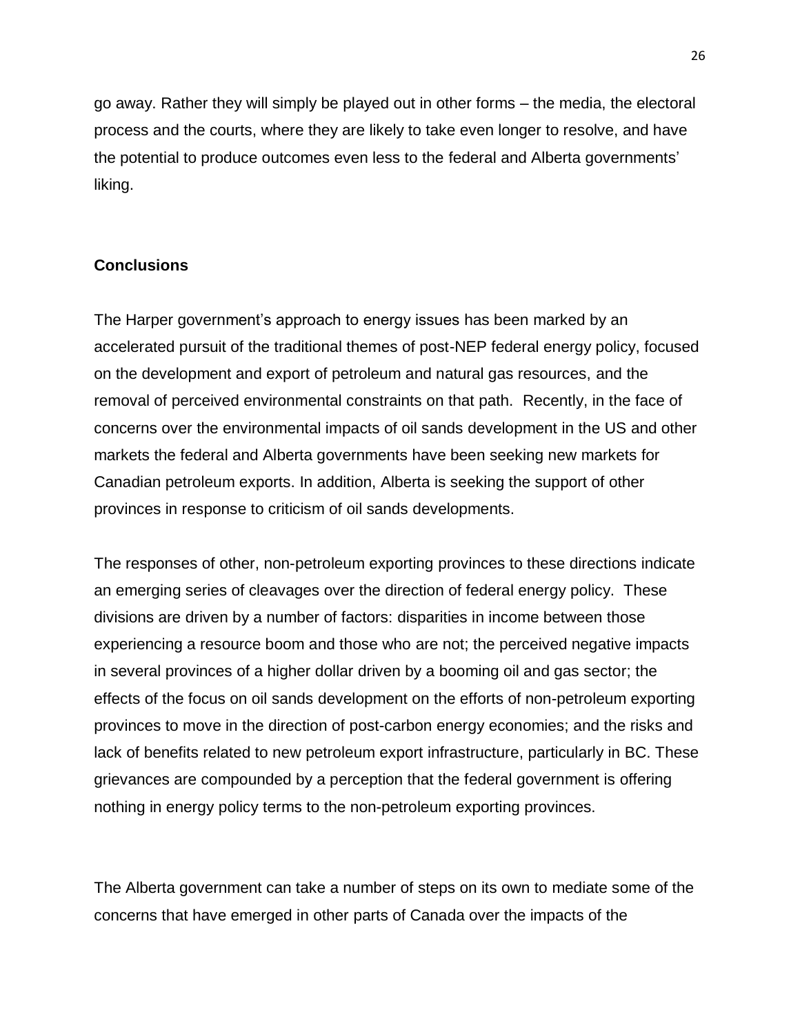go away. Rather they will simply be played out in other forms – the media, the electoral process and the courts, where they are likely to take even longer to resolve, and have the potential to produce outcomes even less to the federal and Alberta governments' liking.

## Conclusions

The Harper government's approach to energy issues has been marked by an accelerated pursuit of the traditional themes of post-NEP federal energy policy, focused on the development and export of petroleum and natural gas resources, and the removal of perceived environmental constraints on that path. Recently, in the face of concerns over the environmental impacts of oil sands development in the US and other markets the federal and Alberta governments have been seeking new markets for Canadian petroleum exports. In addition, Alberta is seeking the support of other provinces in response to criticism of oil sands developments.

The responses of other, non-petroleum exporting provinces to these directions indicate an emerging series of cleavages over the direction of federal energy policy. These divisions are driven by a number of factors: disparities in income between those experiencing a resource boom and those who are not; the perceived negative impacts in several provinces of a higher dollar driven by a booming oil and gas sector; the effects of the focus on oil sands development on the efforts of non-petroleum exporting provinces to move in the direction of post-carbon energy economies; and the risks and lack of benefits related to new petroleum export infrastructure, particularly in BC. These grievances are compounded by a perception that the federal government is offering nothing in energy policy terms to the non-petroleum exporting provinces.

The Alberta government can take a number of steps on its own to mediate some of the concerns that have emerged in other parts of Canada over the impacts of the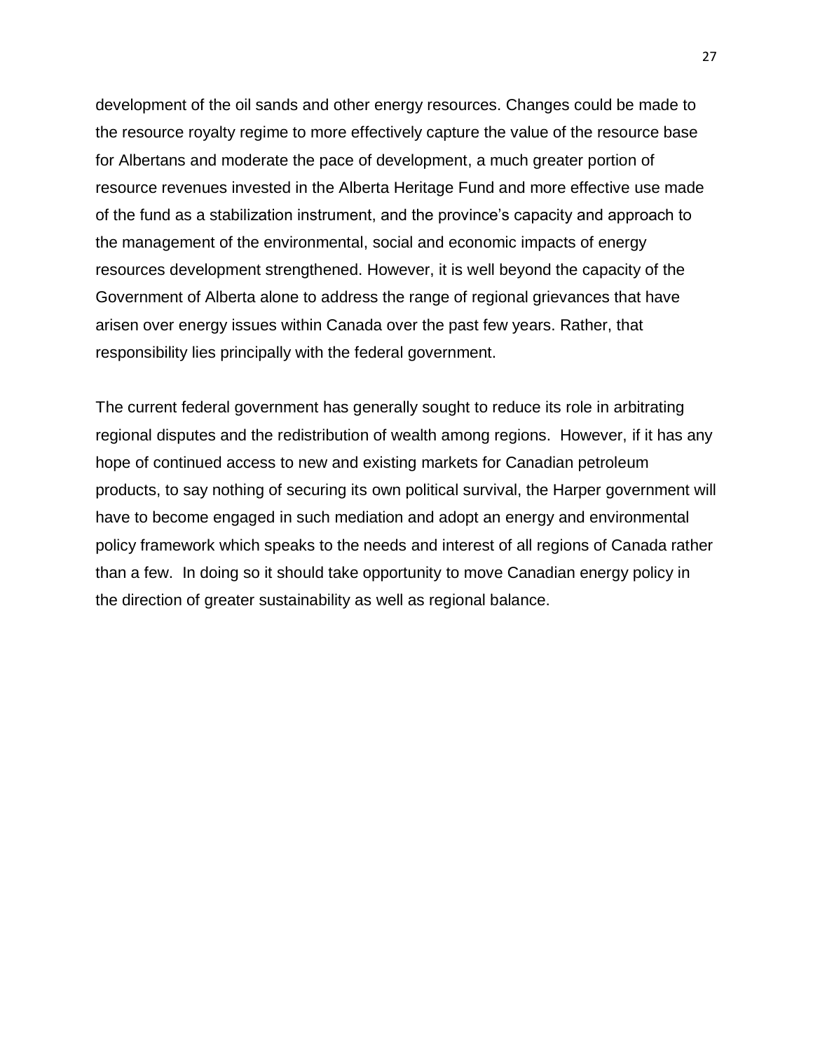development of the oil sands and other energy resources. Changes could be made to the resource royalty regime to more effectively capture the value of the resource base for Albertans and moderate the pace of development, a much greater portion of resource revenues invested in the Alberta Heritage Fund and more effective use made of the fund as a stabilization instrument, and the province's capacity and approach to the management of the environmental, social and economic impacts of energy resources development strengthened. However, it is well beyond the capacity of the Government of Alberta alone to address the range of regional grievances that have arisen over energy issues within Canada over the past few years. Rather, that responsibility lies principally with the federal government.

The current federal government has generally sought to reduce its role in arbitrating regional disputes and the redistribution of wealth among regions. However, if it has any hope of continued access to new and existing markets for Canadian petroleum products, to say nothing of securing its own political survival, the Harper government will have to become engaged in such mediation and adopt an energy and environmental policy framework which speaks to the needs and interest of all regions of Canada rather than a few. In doing so it should take opportunity to move Canadian energy policy in the direction of greater sustainability as well as regional balance.